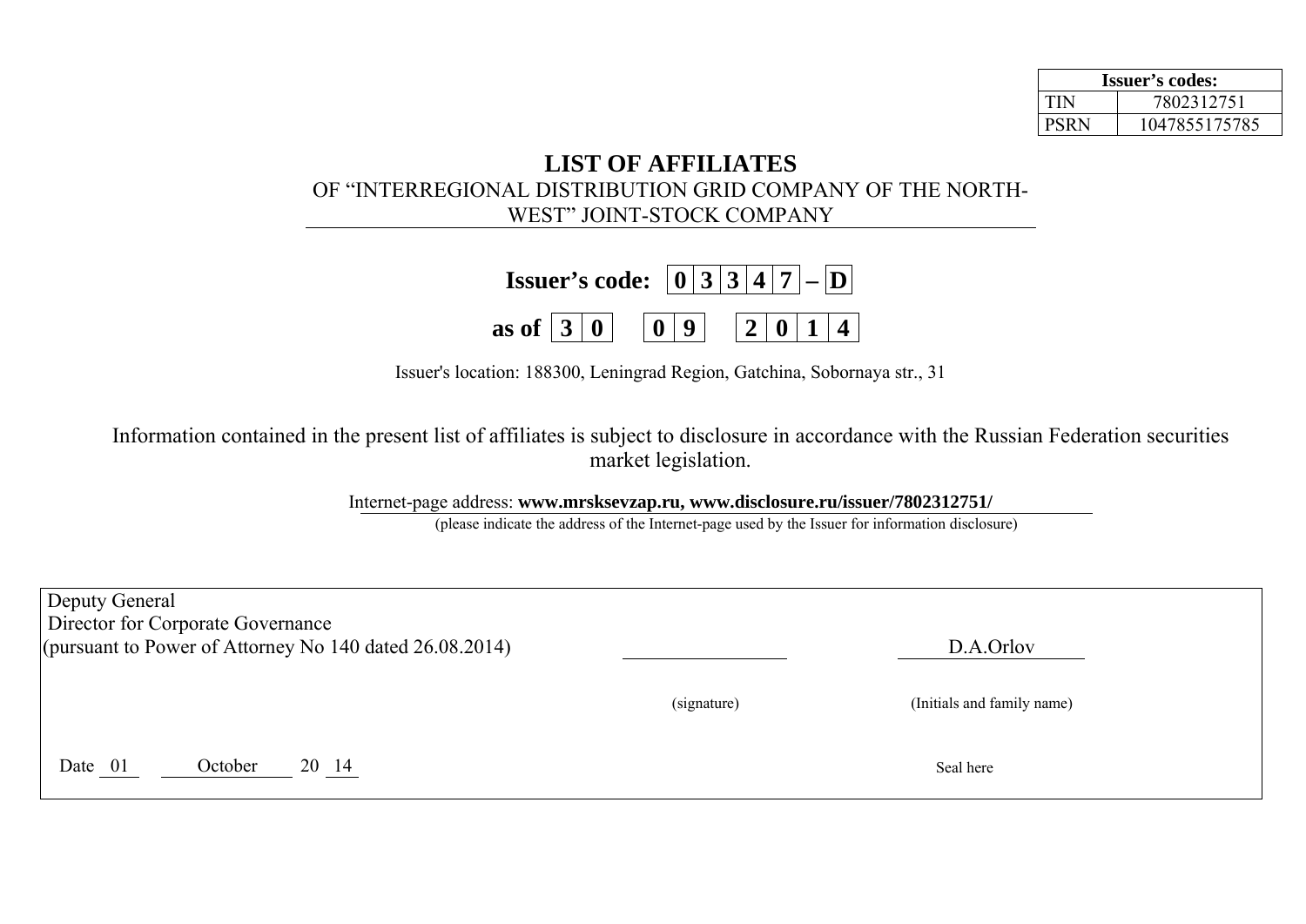| Issuer's codes: | |
|---|---|
| TIN | 7802312751 |
| PSRN | 1047855175785 |

# LIST OF AFFILIATES

OF "INTERREGIONAL DISTRIBUTION GRID COMPANY OF THE NORTH-WEST" JOINT-STOCK COMPANY

**Issuer's code: 0 3 3 4 7 – D**

**as of 3 0 0 9 2 0 1 4**

Issuer's location: 188300, Leningrad Region, Gatchina, Sobornaya str., 31

Information contained in the present list of affiliates is subject to disclosure in accordance with the Russian Federation securities market legislation.

Internet-page address: **www.mrsksevzap.ru, www.disclosure.ru/issuer/7802312751/**

(please indicate the address of the Internet-page used by the Issuer for information disclosure)

| Deputy General Director for Corporate Governance (pursuant to Power of Attorney No 140 dated 26.08.2014) | | D.A.Orlov |
|---|---|---|
| | (signature) | (Initials and family name) |
| Date 01 October 20 14 | | Seal here |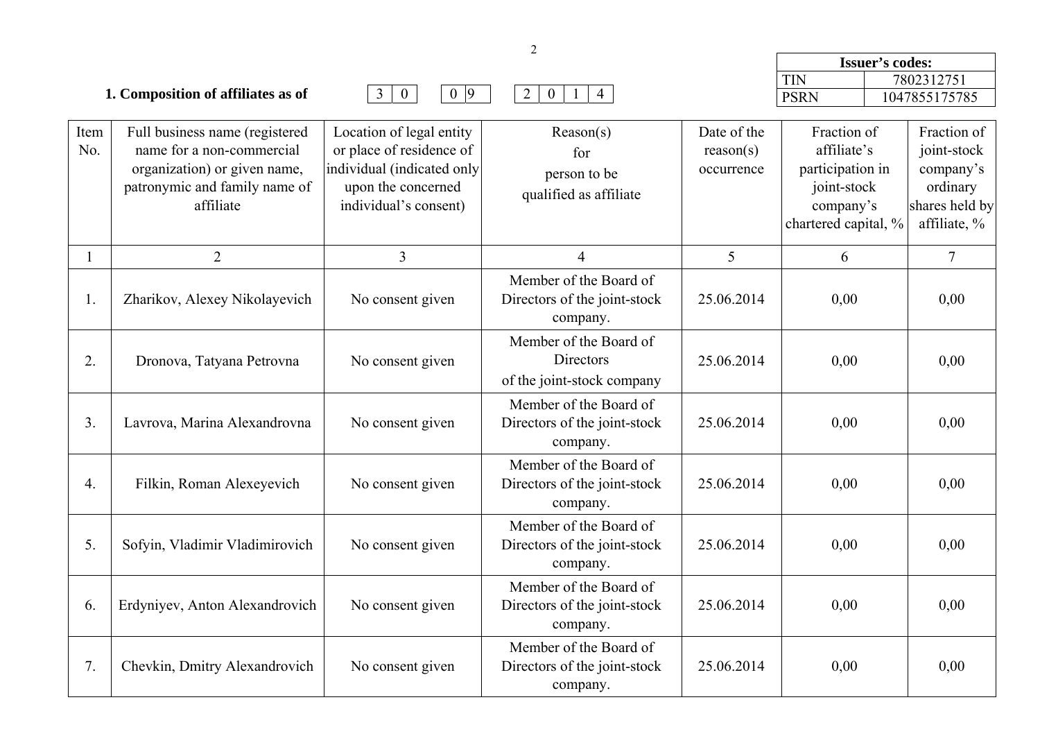| Issuer's codes: | |
|---|---|
| TIN | 7802312751 |
| PSRN | 1047855175785 |

**1. Composition of affiliates as of** 30 09 2014

| Item No. | Full business name (registered name for a non-commercial organization) or given name, patronymic and family name of affiliate | Location of legal entity or place of residence of individual (indicated only upon the concerned individual's consent) | Reason(s) for person to be qualified as affiliate | Date of the reason(s) occurrence | Fraction of affiliate's participation in joint-stock company's chartered capital, % | Fraction of joint-stock company's ordinary shares held by affiliate, % |
|---|---|---|---|---|---|---|
| 1 | 2 | 3 | 4 | 5 | 6 | 7 |
| 1. | Zharikov, Alexey Nikolayevich | No consent given | Member of the Board of Directors of the joint-stock company. | 25.06.2014 | 0,00 | 0,00 |
| 2. | Dronova, Tatyana Petrovna | No consent given | Member of the Board of Directors of the joint-stock company | 25.06.2014 | 0,00 | 0,00 |
| 3. | Lavrova, Marina Alexandrovna | No consent given | Member of the Board of Directors of the joint-stock company. | 25.06.2014 | 0,00 | 0,00 |
| 4. | Filkin, Roman Alexeyevich | No consent given | Member of the Board of Directors of the joint-stock company. | 25.06.2014 | 0,00 | 0,00 |
| 5. | Sofyin, Vladimir Vladimirovich | No consent given | Member of the Board of Directors of the joint-stock company. | 25.06.2014 | 0,00 | 0,00 |
| 6. | Erdyniyev, Anton Alexandrovich | No consent given | Member of the Board of Directors of the joint-stock company. | 25.06.2014 | 0,00 | 0,00 |
| 7. | Chevkin, Dmitry Alexandrovich | No consent given | Member of the Board of Directors of the joint-stock company. | 25.06.2014 | 0,00 | 0,00 |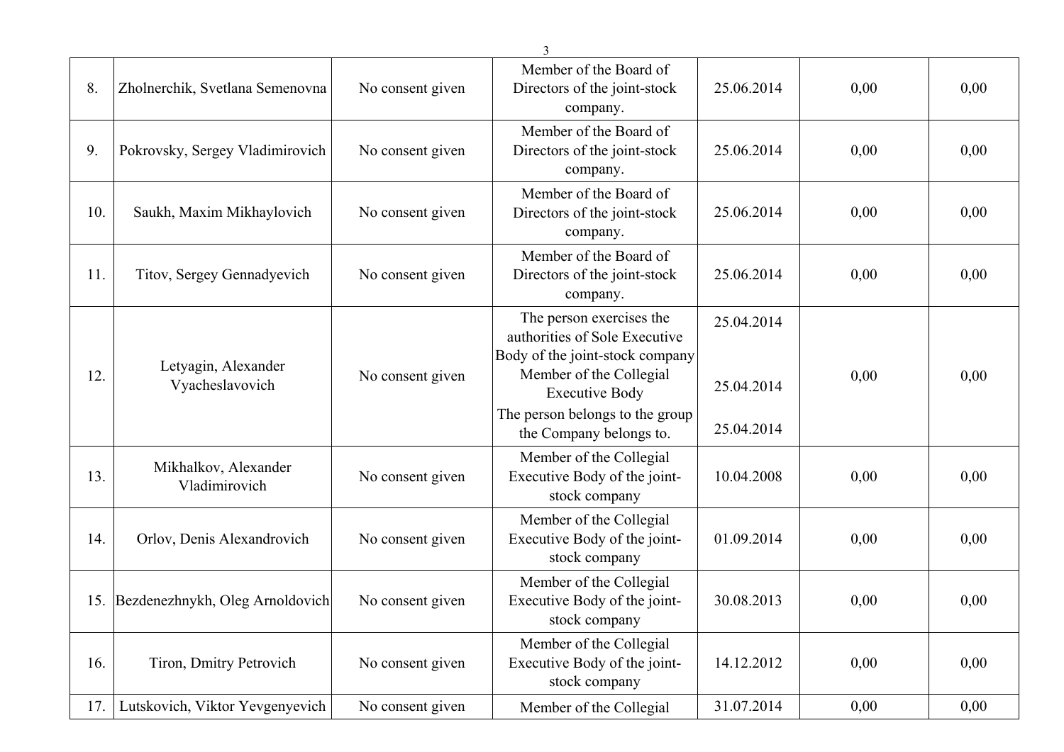| 8. | Zholnerchik, Svetlana Semenovna | No consent given | Member of the Board of Directors of the joint-stock company. | 25.06.2014 | 0,00 | 0,00 |
|---|---|---|---|---|---|---|
| 9. | Pokrovsky, Sergey Vladimirovich | No consent given | Member of the Board of Directors of the joint-stock company. | 25.06.2014 | 0,00 | 0,00 |
| 10. | Saukh, Maxim Mikhaylovich | No consent given | Member of the Board of Directors of the joint-stock company. | 25.06.2014 | 0,00 | 0,00 |
| 11. | Titov, Sergey Gennadyevich | No consent given | Member of the Board of Directors of the joint-stock company. | 25.06.2014 | 0,00 | 0,00 |
| 12. | Letyagin, Alexander Vyacheslavovich | No consent given | The person exercises the authorities of Sole Executive Body of the joint-stock company<br>Member of the Collegial Executive Body<br>The person belongs to the group the Company belongs to. | 25.04.2014<br>25.04.2014<br>25.04.2014 | 0,00 | 0,00 |
| 13. | Mikhalkov, Alexander Vladimirovich | No consent given | Member of the Collegial Executive Body of the joint-stock company | 10.04.2008 | 0,00 | 0,00 |
| 14. | Orlov, Denis Alexandrovich | No consent given | Member of the Collegial Executive Body of the joint-stock company | 01.09.2014 | 0,00 | 0,00 |
| 15. | Bezdenezhnykh, Oleg Arnoldovich | No consent given | Member of the Collegial Executive Body of the joint-stock company | 30.08.2013 | 0,00 | 0,00 |
| 16. | Tiron, Dmitry Petrovich | No consent given | Member of the Collegial Executive Body of the joint-stock company | 14.12.2012 | 0,00 | 0,00 |
| 17. | Lutskovich, Viktor Yevgenyevich | No consent given | Member of the Collegial | 31.07.2014 | 0,00 | 0,00 |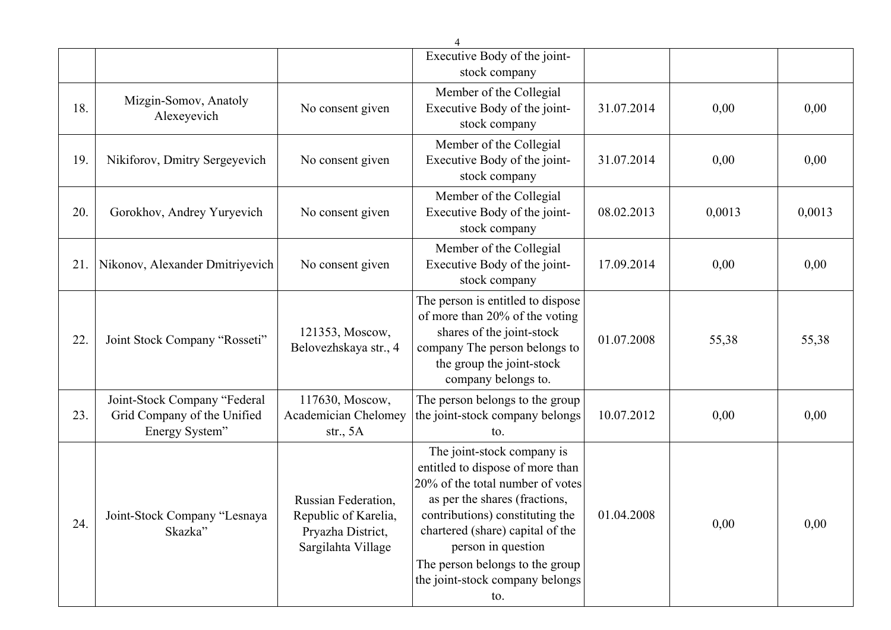| | | | Executive Body of the joint-stock company | | | |
|---|---|---|---|---|---|---|
| 18. | Mizgin-Somov, Anatoly Alexeyevich | No consent given | Member of the Collegial Executive Body of the joint-stock company | 31.07.2014 | 0,00 | 0,00 |
| 19. | Nikiforov, Dmitry Sergeyevich | No consent given | Member of the Collegial Executive Body of the joint-stock company | 31.07.2014 | 0,00 | 0,00 |
| 20. | Gorokhov, Andrey Yuryevich | No consent given | Member of the Collegial Executive Body of the joint-stock company | 08.02.2013 | 0,0013 | 0,0013 |
| 21. | Nikonov, Alexander Dmitriyevich | No consent given | Member of the Collegial Executive Body of the joint-stock company | 17.09.2014 | 0,00 | 0,00 |
| 22. | Joint Stock Company "Rosseti" | 121353, Moscow, Belovezhskaya str., 4 | The person is entitled to dispose of more than 20% of the voting shares of the joint-stock company The person belongs to the group the joint-stock company belongs to. | 01.07.2008 | 55,38 | 55,38 |
| 23. | Joint-Stock Company "Federal Grid Company of the Unified Energy System" | 117630, Moscow, Academician Chelomey str., 5A | The person belongs to the group the joint-stock company belongs to. | 10.07.2012 | 0,00 | 0,00 |
| 24. | Joint-Stock Company "Lesnaya Skazka" | Russian Federation, Republic of Karelia, Pryazha District, Sargilahta Village | The joint-stock company is entitled to dispose of more than 20% of the total number of votes as per the shares (fractions, contributions) constituting the chartered (share) capital of the person in question The person belongs to the group the joint-stock company belongs to. | 01.04.2008 | 0,00 | 0,00 |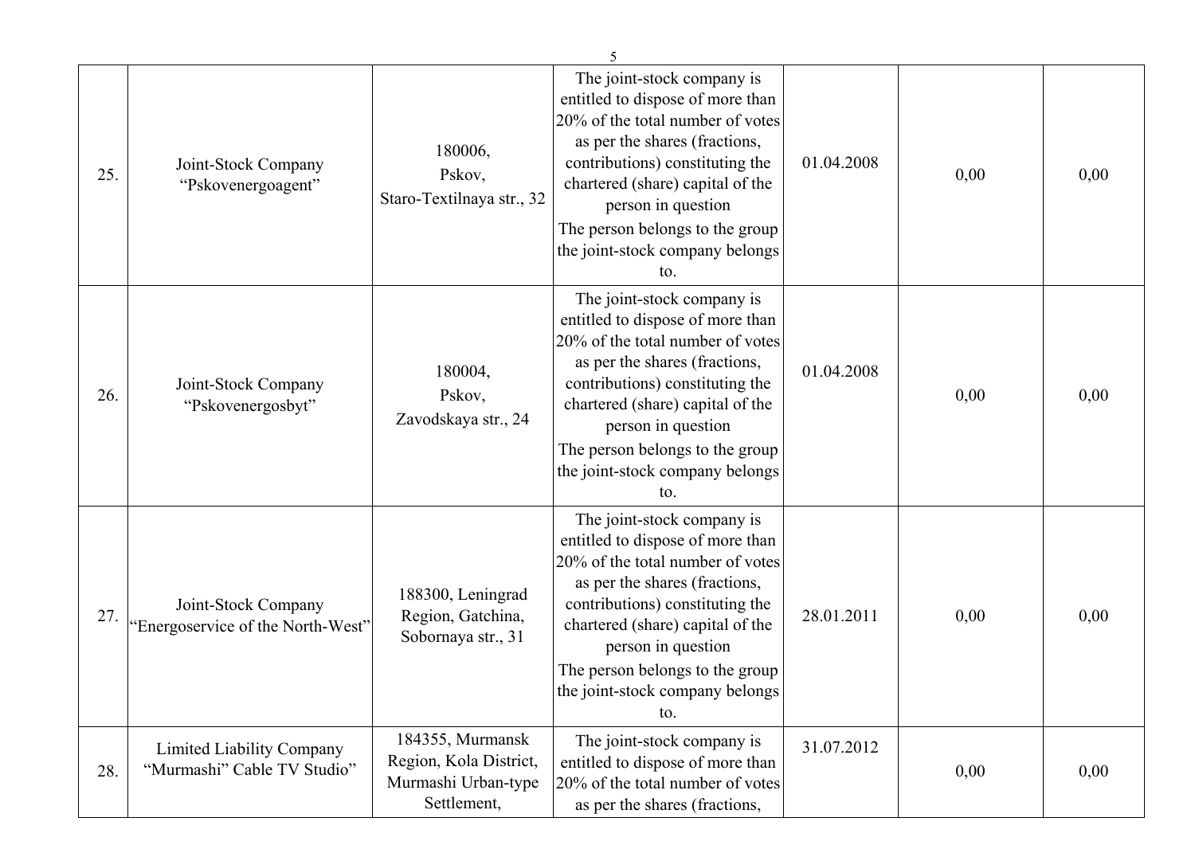| 25. | Joint-Stock Company "Pskovenergoagent" | 180006, Pskov, Staro-Textilnaya str., 32 | The joint-stock company is entitled to dispose of more than 20% of the total number of votes as per the shares (fractions, contributions) constituting the chartered (share) capital of the person in question The person belongs to the group the joint-stock company belongs to. | 01.04.2008 | 0,00 | 0,00 |
|---|---|---|---|---|---|---|
| 26. | Joint-Stock Company "Pskovenergosbyt" | 180004, Pskov, Zavodskaya str., 24 | The joint-stock company is entitled to dispose of more than 20% of the total number of votes as per the shares (fractions, contributions) constituting the chartered (share) capital of the person in question The person belongs to the group the joint-stock company belongs to. | 01.04.2008 | 0,00 | 0,00 |
| 27. | Joint-Stock Company "Energoservice of the North-West" | 188300, Leningrad Region, Gatchina, Sobornaya str., 31 | The joint-stock company is entitled to dispose of more than 20% of the total number of votes as per the shares (fractions, contributions) constituting the chartered (share) capital of the person in question The person belongs to the group the joint-stock company belongs to. | 28.01.2011 | 0,00 | 0,00 |
| 28. | Limited Liability Company "Murmashi" Cable TV Studio" | 184355, Murmansk Region, Kola District, Murmashi Urban-type Settlement, | The joint-stock company is entitled to dispose of more than 20% of the total number of votes as per the shares (fractions, | 31.07.2012 | 0,00 | 0,00 |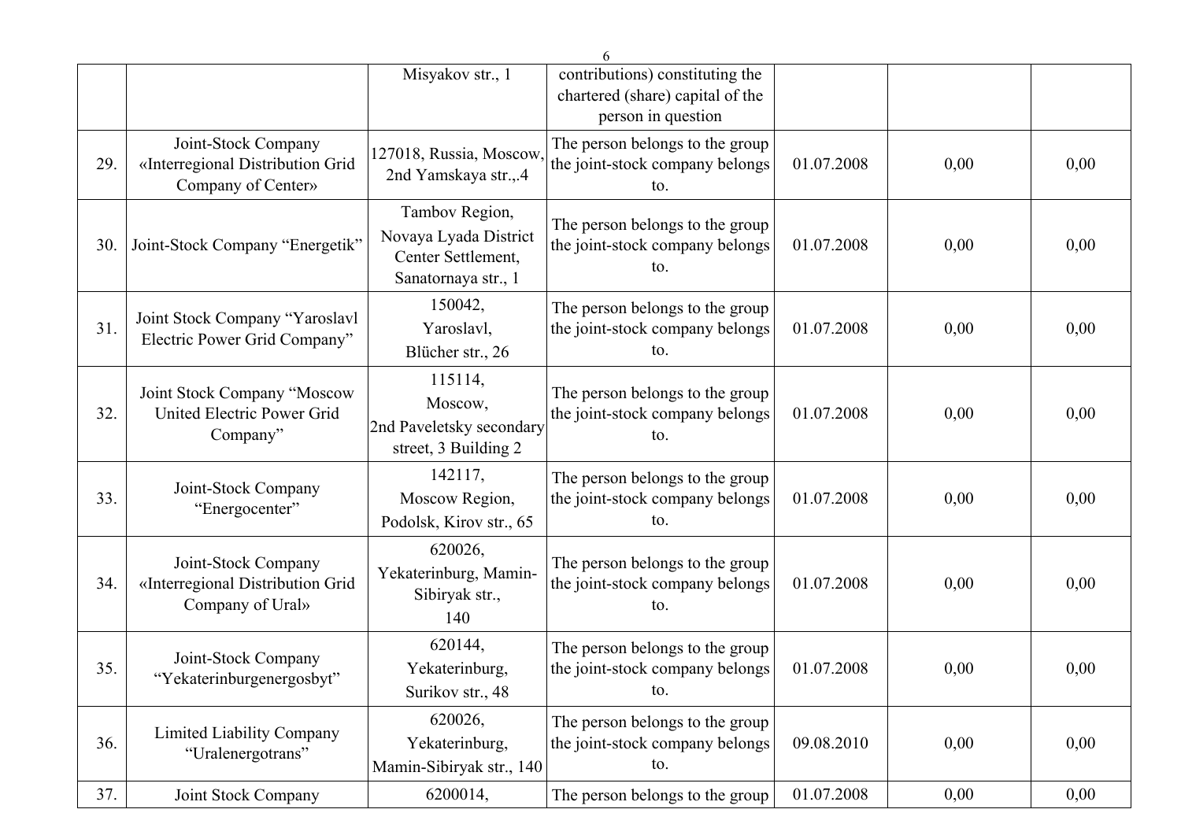|  |  | Misyakov str., 1 | contributions) constituting the chartered (share) capital of the person in question |  |  |  |
|---|---|---|---|---|---|---|
| 29. | Joint-Stock Company «Interregional Distribution Grid Company of Center» | 127018, Russia, Moscow, 2nd Yamskaya str.,.4 | The person belongs to the group the joint-stock company belongs to. | 01.07.2008 | 0,00 | 0,00 |
| 30. | Joint-Stock Company “Energetik” | Tambov Region, Novaya Lyada District Center Settlement, Sanatornaya str., 1 | The person belongs to the group the joint-stock company belongs to. | 01.07.2008 | 0,00 | 0,00 |
| 31. | Joint Stock Company “Yaroslavl Electric Power Grid Company” | 150042, Yaroslavl, Blücher str., 26 | The person belongs to the group the joint-stock company belongs to. | 01.07.2008 | 0,00 | 0,00 |
| 32. | Joint Stock Company “Moscow United Electric Power Grid Company” | 115114, Moscow, 2nd Paveletsky secondary street, 3 Building 2 | The person belongs to the group the joint-stock company belongs to. | 01.07.2008 | 0,00 | 0,00 |
| 33. | Joint-Stock Company “Energocenter” | 142117, Moscow Region, Podolsk, Kirov str., 65 | The person belongs to the group the joint-stock company belongs to. | 01.07.2008 | 0,00 | 0,00 |
| 34. | Joint-Stock Company «Interregional Distribution Grid Company of Ural» | 620026, Yekaterinburg, Mamin-Sibiryak str., 140 | The person belongs to the group the joint-stock company belongs to. | 01.07.2008 | 0,00 | 0,00 |
| 35. | Joint-Stock Company “Yekaterinburgenergosbyt” | 620144, Yekaterinburg, Surikov str., 48 | The person belongs to the group the joint-stock company belongs to. | 01.07.2008 | 0,00 | 0,00 |
| 36. | Limited Liability Company “Uralenergotrans” | 620026, Yekaterinburg, Mamin-Sibiryak str., 140 | The person belongs to the group the joint-stock company belongs to. | 09.08.2010 | 0,00 | 0,00 |
| 37. | Joint Stock Company | 6200014, | The person belongs to the group | 01.07.2008 | 0,00 | 0,00 |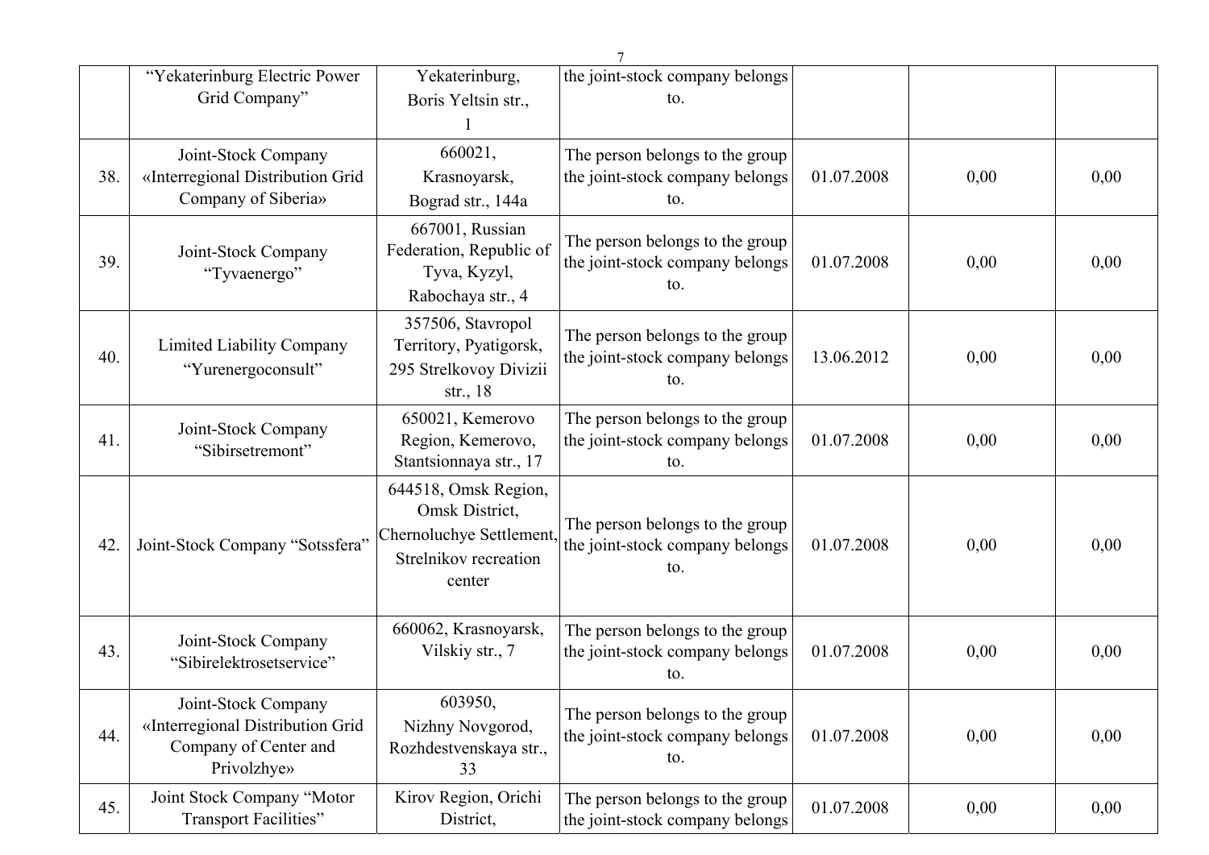| | | | | | | |
|---|---|---|---|---|---|---|
| | "Yekaterinburg Electric Power Grid Company" | Yekaterinburg, Boris Yeltsin str., 1 | the joint-stock company belongs to. | | | |
| 38. | Joint-Stock Company «Interregional Distribution Grid Company of Siberia» | 660021, Krasnoyarsk, Bograd str., 144a | The person belongs to the group the joint-stock company belongs to. | 01.07.2008 | 0,00 | 0,00 |
| 39. | Joint-Stock Company "Tyvaenergo" | 667001, Russian Federation, Republic of Tyva, Kyzyl, Rabochaya str., 4 | The person belongs to the group the joint-stock company belongs to. | 01.07.2008 | 0,00 | 0,00 |
| 40. | Limited Liability Company "Yurenergoconsult" | 357506, Stavropol Territory, Pyatigorsk, 295 Strelkovoy Divizii str., 18 | The person belongs to the group the joint-stock company belongs to. | 13.06.2012 | 0,00 | 0,00 |
| 41. | Joint-Stock Company "Sibirsetremont" | 650021, Kemerovo Region, Kemerovo, Stantsionnaya str., 17 | The person belongs to the group the joint-stock company belongs to. | 01.07.2008 | 0,00 | 0,00 |
| 42. | Joint-Stock Company "Sotssfera" | 644518, Omsk Region, Omsk District, Chernoluchye Settlement, Strelnikov recreation center | The person belongs to the group the joint-stock company belongs to. | 01.07.2008 | 0,00 | 0,00 |
| 43. | Joint-Stock Company "Sibirelektrosetservice" | 660062, Krasnoyarsk, Vilskiy str., 7 | The person belongs to the group the joint-stock company belongs to. | 01.07.2008 | 0,00 | 0,00 |
| 44. | Joint-Stock Company «Interregional Distribution Grid Company of Center and Privolzhye» | 603950, Nizhny Novgorod, Rozhdestvenskaya str., 33 | The person belongs to the group the joint-stock company belongs to. | 01.07.2008 | 0,00 | 0,00 |
| 45. | Joint Stock Company "Motor Transport Facilities" | Kirov Region, Orichi District, | The person belongs to the group the joint-stock company belongs | 01.07.2008 | 0,00 | 0,00 |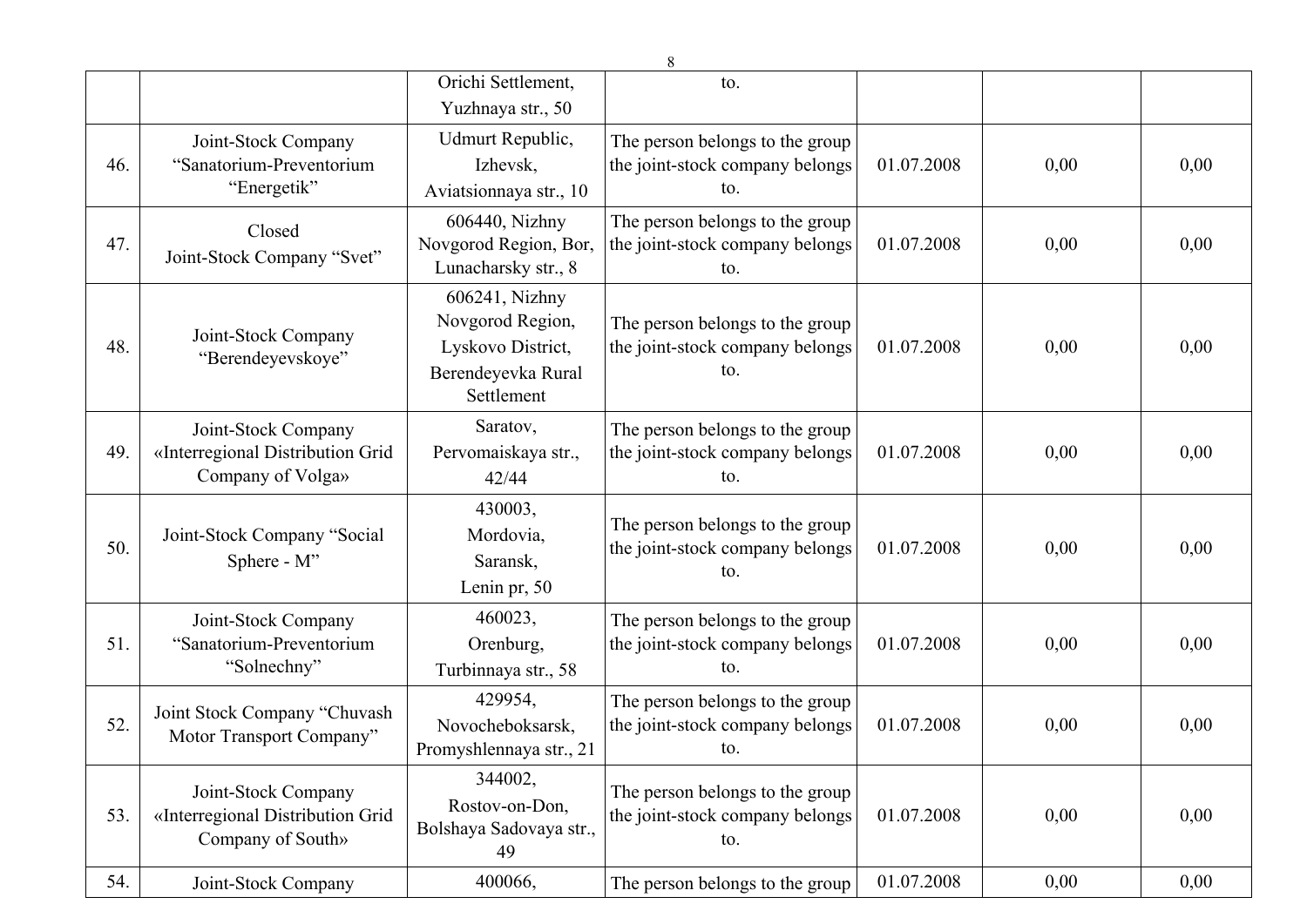| | | | | | | |
|---|---|---|---|---|---|---|
| | | Orichi Settlement, Yuzhnaya str., 50 | to. | | | |
| 46. | Joint-Stock Company “Sanatorium-Preventorium “Energetik” | Udmurt Republic, Izhevsk, Aviatsionnaya str., 10 | The person belongs to the group the joint-stock company belongs to. | 01.07.2008 | 0,00 | 0,00 |
| 47. | Closed Joint-Stock Company “Svet” | 606440, Nizhny Novgorod Region, Bor, Lunacharsky str., 8 | The person belongs to the group the joint-stock company belongs to. | 01.07.2008 | 0,00 | 0,00 |
| 48. | Joint-Stock Company “Berendeyevskoye” | 606241, Nizhny Novgorod Region, Lyskovo District, Berendeyevka Rural Settlement | The person belongs to the group the joint-stock company belongs to. | 01.07.2008 | 0,00 | 0,00 |
| 49. | Joint-Stock Company «Interregional Distribution Grid Company of Volga» | Saratov, Pervomaiskaya str., 42/44 | The person belongs to the group the joint-stock company belongs to. | 01.07.2008 | 0,00 | 0,00 |
| 50. | Joint-Stock Company “Social Sphere - M” | 430003, Mordovia, Saransk, Lenin pr, 50 | The person belongs to the group the joint-stock company belongs to. | 01.07.2008 | 0,00 | 0,00 |
| 51. | Joint-Stock Company “Sanatorium-Preventorium “Solnechny” | 460023, Orenburg, Turbinnaya str., 58 | The person belongs to the group the joint-stock company belongs to. | 01.07.2008 | 0,00 | 0,00 |
| 52. | Joint Stock Company “Chuvash Motor Transport Company” | 429954, Novocheboksarsk, Promyshlennaya str., 21 | The person belongs to the group the joint-stock company belongs to. | 01.07.2008 | 0,00 | 0,00 |
| 53. | Joint-Stock Company «Interregional Distribution Grid Company of South» | 344002, Rostov-on-Don, Bolshaya Sadovaya str., 49 | The person belongs to the group the joint-stock company belongs to. | 01.07.2008 | 0,00 | 0,00 |
| 54. | Joint-Stock Company | 400066, | The person belongs to the group | 01.07.2008 | 0,00 | 0,00 |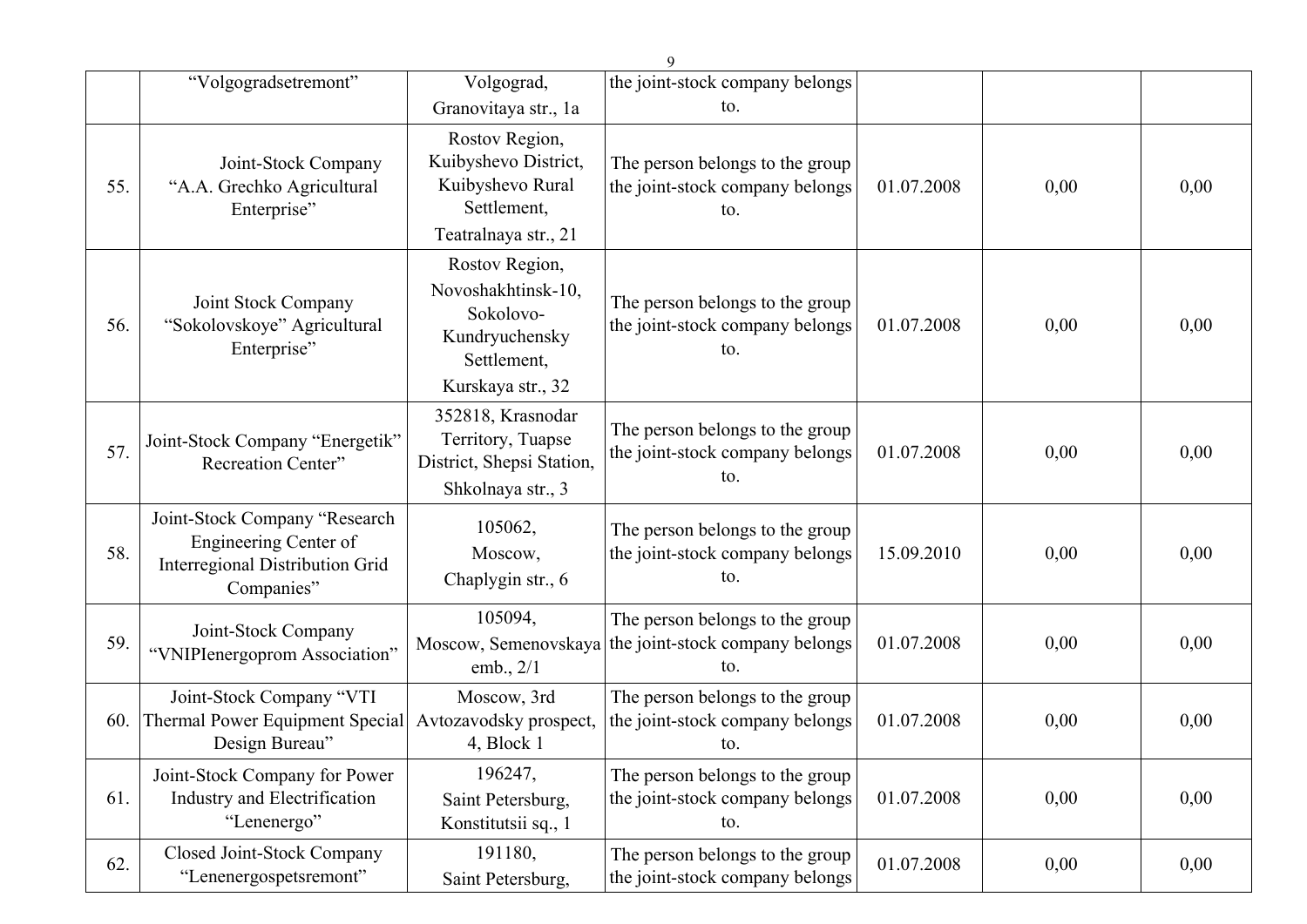| | | | | | | |
|---|---|---|---|---|---|---|
| | "Volgogradsetremont" | Volgograd, Granovitaya str., 1a | the joint-stock company belongs to. | | | |
| 55. | Joint-Stock Company "A.A. Grechko Agricultural Enterprise" | Rostov Region, Kuibyshevo District, Kuibyshevo Rural Settlement, Teatralnaya str., 21 | The person belongs to the group the joint-stock company belongs to. | 01.07.2008 | 0,00 | 0,00 |
| 56. | Joint Stock Company "Sokolovskoye" Agricultural Enterprise" | Rostov Region, Novoshakhtinsk-10, Sokolovo-Kundryuchensky Settlement, Kurskaya str., 32 | The person belongs to the group the joint-stock company belongs to. | 01.07.2008 | 0,00 | 0,00 |
| 57. | Joint-Stock Company "Energetik" Recreation Center" | 352818, Krasnodar Territory, Tuapse District, Shepsi Station, Shkolnaya str., 3 | The person belongs to the group the joint-stock company belongs to. | 01.07.2008 | 0,00 | 0,00 |
| 58. | Joint-Stock Company "Research Engineering Center of Interregional Distribution Grid Companies" | 105062, Moscow, Chaplygin str., 6 | The person belongs to the group the joint-stock company belongs to. | 15.09.2010 | 0,00 | 0,00 |
| 59. | Joint-Stock Company "VNIPIenergoprom Association" | 105094, Moscow, Semenovskaya emb., 2/1 | The person belongs to the group the joint-stock company belongs to. | 01.07.2008 | 0,00 | 0,00 |
| 60. | Joint-Stock Company "VTI Thermal Power Equipment Special Design Bureau" | Moscow, 3rd Avtozavodsky prospect, 4, Block 1 | The person belongs to the group the joint-stock company belongs to. | 01.07.2008 | 0,00 | 0,00 |
| 61. | Joint-Stock Company for Power Industry and Electrification "Lenenergo" | 196247, Saint Petersburg, Konstitutsii sq., 1 | The person belongs to the group the joint-stock company belongs to. | 01.07.2008 | 0,00 | 0,00 |
| 62. | Closed Joint-Stock Company "Lenenergospetsremont" | 191180, Saint Petersburg, | The person belongs to the group the joint-stock company belongs | 01.07.2008 | 0,00 | 0,00 |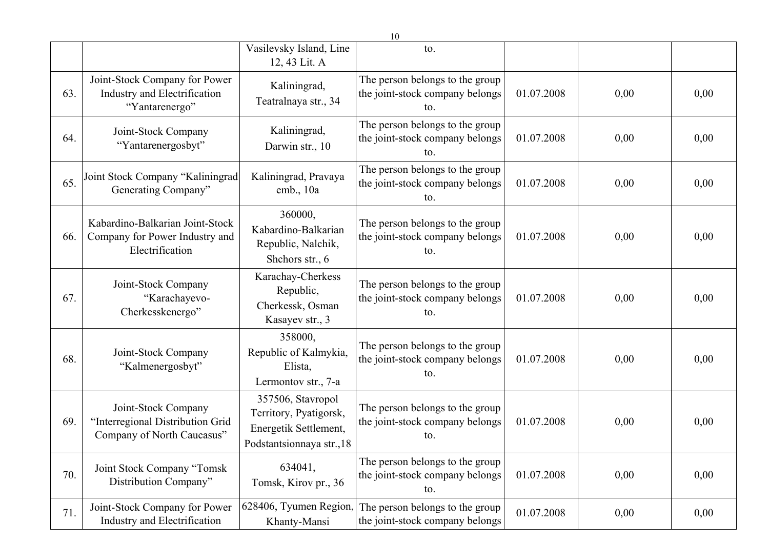| | | | | | | |
|---|---|---|---|---|---|---|
| | | Vasilevsky Island, Line 12, 43 Lit. A | to. | | | |
| 63. | Joint-Stock Company for Power Industry and Electrification “Yantarenergo” | Kaliningrad, Teatralnaya str., 34 | The person belongs to the group the joint-stock company belongs to. | 01.07.2008 | 0,00 | 0,00 |
| 64. | Joint-Stock Company “Yantarenergosbyt” | Kaliningrad, Darwin str., 10 | The person belongs to the group the joint-stock company belongs to. | 01.07.2008 | 0,00 | 0,00 |
| 65. | Joint Stock Company “Kaliningrad Generating Company” | Kaliningrad, Pravaya emb., 10a | The person belongs to the group the joint-stock company belongs to. | 01.07.2008 | 0,00 | 0,00 |
| 66. | Kabardino-Balkarian Joint-Stock Company for Power Industry and Electrification | 360000, Kabardino-Balkarian Republic, Nalchik, Shchors str., 6 | The person belongs to the group the joint-stock company belongs to. | 01.07.2008 | 0,00 | 0,00 |
| 67. | Joint-Stock Company “Karachayevo-Cherkesskenergo” | Karachay-Cherkess Republic, Cherkessk, Osman Kasayev str., 3 | The person belongs to the group the joint-stock company belongs to. | 01.07.2008 | 0,00 | 0,00 |
| 68. | Joint-Stock Company “Kalmenergosbyt” | 358000, Republic of Kalmykia, Elista, Lermontov str., 7-a | The person belongs to the group the joint-stock company belongs to. | 01.07.2008 | 0,00 | 0,00 |
| 69. | Joint-Stock Company “Interregional Distribution Grid Company of North Caucasus” | 357506, Stavropol Territory, Pyatigorsk, Energetik Settlement, Podstantsionnaya str.,18 | The person belongs to the group the joint-stock company belongs to. | 01.07.2008 | 0,00 | 0,00 |
| 70. | Joint Stock Company “Tomsk Distribution Company” | 634041, Tomsk, Kirov pr., 36 | The person belongs to the group the joint-stock company belongs to. | 01.07.2008 | 0,00 | 0,00 |
| 71. | Joint-Stock Company for Power Industry and Electrification | 628406, Tyumen Region, Khanty-Mansi | The person belongs to the group the joint-stock company belongs | 01.07.2008 | 0,00 | 0,00 |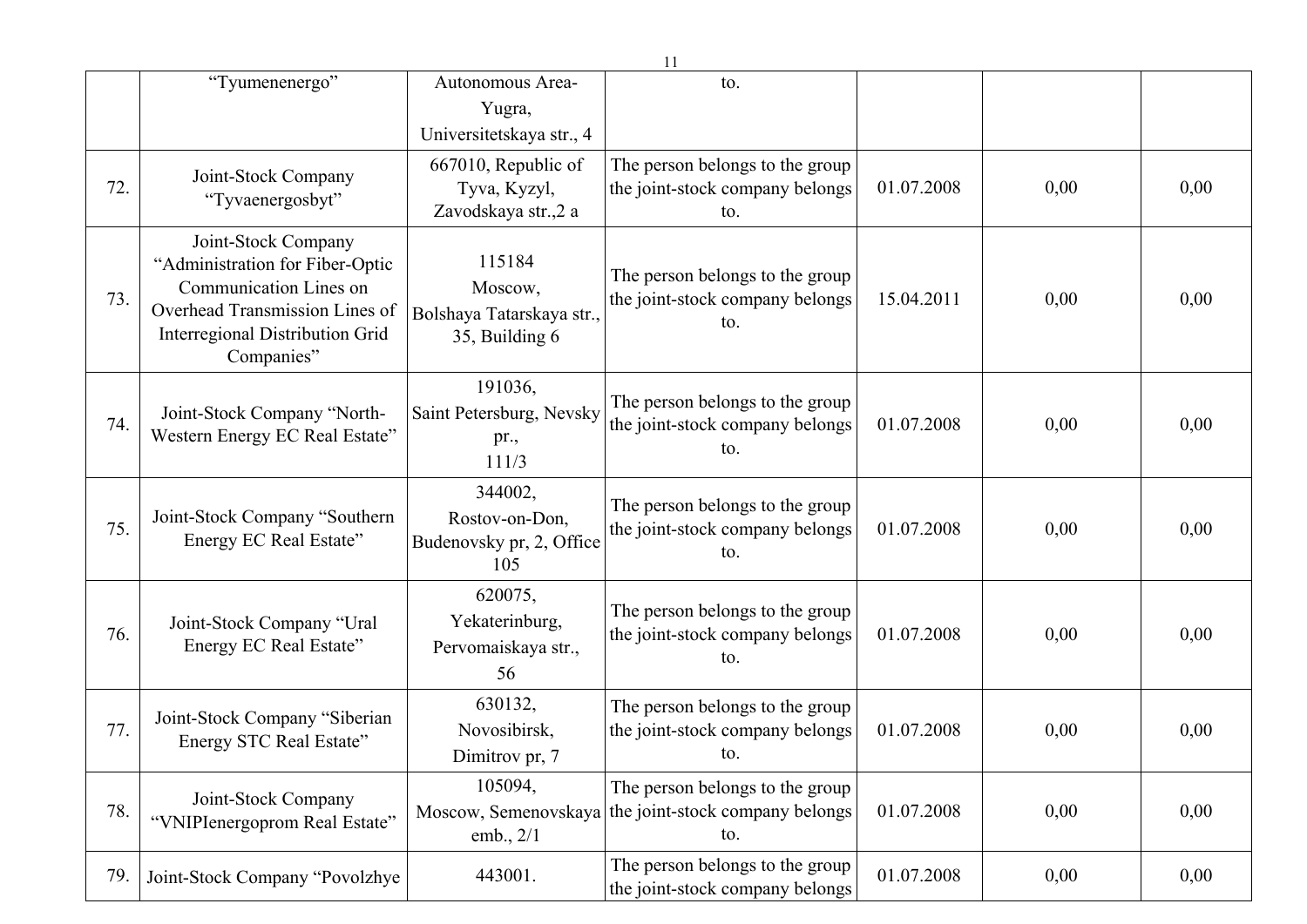| | | | | | | |
|---|---|---|---|---|---|---|
| | "Tyumenenergo" | Autonomous Area-Yugra, Universitetskaya str., 4 | to. | | | |
| 72. | Joint-Stock Company "Tyvaenergosbyt" | 667010, Republic of Tyva, Kyzyl, Zavodskaya str.,2 a | The person belongs to the group the joint-stock company belongs to. | 01.07.2008 | 0,00 | 0,00 |
| 73. | Joint-Stock Company "Administration for Fiber-Optic Communication Lines on Overhead Transmission Lines of Interregional Distribution Grid Companies" | 115184 Moscow, Bolshaya Tatarskaya str., 35, Building 6 | The person belongs to the group the joint-stock company belongs to. | 15.04.2011 | 0,00 | 0,00 |
| 74. | Joint-Stock Company "North-Western Energy EC Real Estate" | 191036, Saint Petersburg, Nevsky pr., 111/3 | The person belongs to the group the joint-stock company belongs to. | 01.07.2008 | 0,00 | 0,00 |
| 75. | Joint-Stock Company "Southern Energy EC Real Estate" | 344002, Rostov-on-Don, Budenovsky pr, 2, Office 105 | The person belongs to the group the joint-stock company belongs to. | 01.07.2008 | 0,00 | 0,00 |
| 76. | Joint-Stock Company "Ural Energy EC Real Estate" | 620075, Yekaterinburg, Pervomaiskaya str., 56 | The person belongs to the group the joint-stock company belongs to. | 01.07.2008 | 0,00 | 0,00 |
| 77. | Joint-Stock Company "Siberian Energy STC Real Estate" | 630132, Novosibirsk, Dimitrov pr, 7 | The person belongs to the group the joint-stock company belongs to. | 01.07.2008 | 0,00 | 0,00 |
| 78. | Joint-Stock Company "VNIPIenergoprom Real Estate" | 105094, Moscow, Semenovskaya emb., 2/1 | The person belongs to the group the joint-stock company belongs to. | 01.07.2008 | 0,00 | 0,00 |
| 79. | Joint-Stock Company "Povolzhye | 443001. | The person belongs to the group the joint-stock company belongs | 01.07.2008 | 0,00 | 0,00 |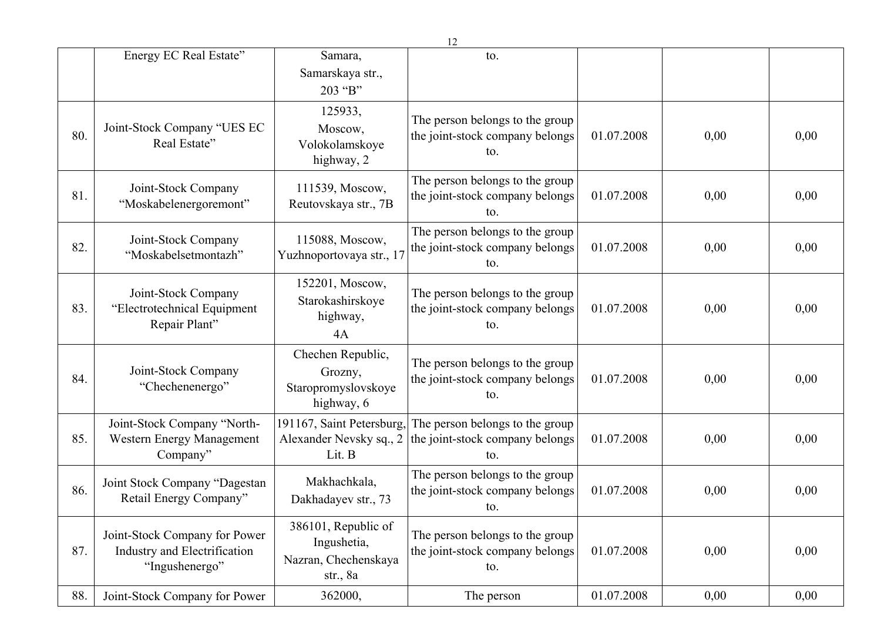| | | | | | | |
|---|---|---|---|---|---|---|
| | Energy EC Real Estate” | Samara, Samarskaya str., 203 “B” | to. | | | |
| 80. | Joint-Stock Company “UES EC Real Estate” | 125933, Moscow, Volokolamskoye highway, 2 | The person belongs to the group the joint-stock company belongs to. | 01.07.2008 | 0,00 | 0,00 |
| 81. | Joint-Stock Company “Moskabelenergoremont” | 111539, Moscow, Reutovskaya str., 7B | The person belongs to the group the joint-stock company belongs to. | 01.07.2008 | 0,00 | 0,00 |
| 82. | Joint-Stock Company “Moskabelsetmontazh” | 115088, Moscow, Yuzhnoportovaya str., 17 | The person belongs to the group the joint-stock company belongs to. | 01.07.2008 | 0,00 | 0,00 |
| 83. | Joint-Stock Company “Electrotechnical Equipment Repair Plant” | 152201, Moscow, Starokashirskoye highway, 4A | The person belongs to the group the joint-stock company belongs to. | 01.07.2008 | 0,00 | 0,00 |
| 84. | Joint-Stock Company “Chechenenergo” | Chechen Republic, Grozny, Staropromyslovskoye highway, 6 | The person belongs to the group the joint-stock company belongs to. | 01.07.2008 | 0,00 | 0,00 |
| 85. | Joint-Stock Company “North-Western Energy Management Company” | 191167, Saint Petersburg, Alexander Nevsky sq., 2 Lit. B | The person belongs to the group the joint-stock company belongs to. | 01.07.2008 | 0,00 | 0,00 |
| 86. | Joint Stock Company “Dagestan Retail Energy Company” | Makhachkala, Dakhadayev str., 73 | The person belongs to the group the joint-stock company belongs to. | 01.07.2008 | 0,00 | 0,00 |
| 87. | Joint-Stock Company for Power Industry and Electrification “Ingushenergo” | 386101, Republic of Ingushetia, Nazran, Chechenskaya str., 8a | The person belongs to the group the joint-stock company belongs to. | 01.07.2008 | 0,00 | 0,00 |
| 88. | Joint-Stock Company for Power | 362000, | The person | 01.07.2008 | 0,00 | 0,00 |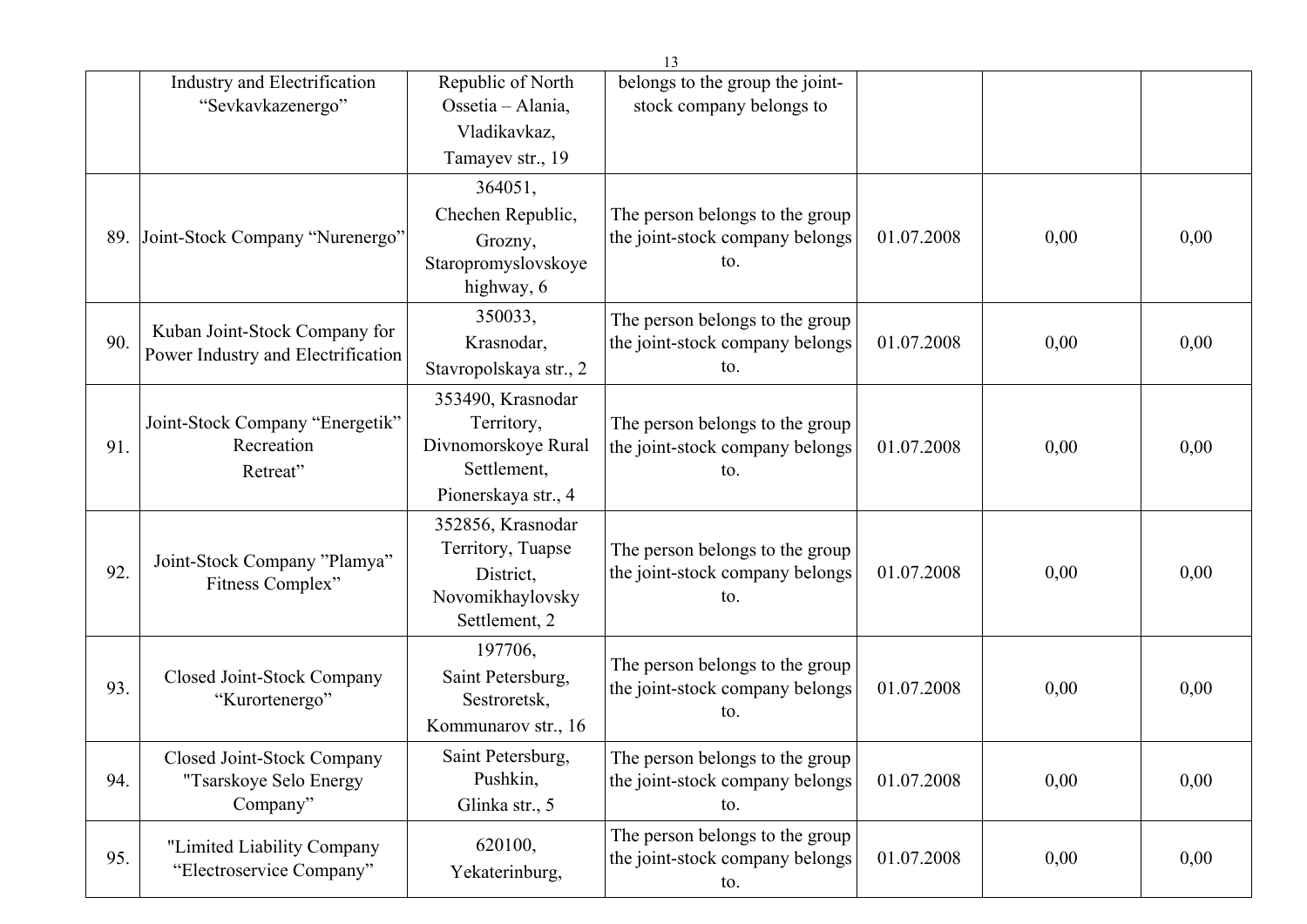| | | | | | | |
|---|---|---|---|---|---|---|
| | Industry and Electrification “Sevkavkazenergo” | Republic of North Ossetia – Alania, Vladikavkaz, Tamayev str., 19 | belongs to the group the joint-stock company belongs to | | | |
| 89. | Joint-Stock Company “Nurenergo” | 364051, Chechen Republic, Grozny, Staropromyslovskoye highway, 6 | The person belongs to the group the joint-stock company belongs to. | 01.07.2008 | 0,00 | 0,00 |
| 90. | Kuban Joint-Stock Company for Power Industry and Electrification | 350033, Krasnodar, Stavropolskaya str., 2 | The person belongs to the group the joint-stock company belongs to. | 01.07.2008 | 0,00 | 0,00 |
| 91. | Joint-Stock Company “Energetik” Recreation Retreat” | 353490, Krasnodar Territory, Divnomorskoye Rural Settlement, Pionerskaya str., 4 | The person belongs to the group the joint-stock company belongs to. | 01.07.2008 | 0,00 | 0,00 |
| 92. | Joint-Stock Company ”Plamya” Fitness Complex” | 352856, Krasnodar Territory, Tuapse District, Novomikhaylovsky Settlement, 2 | The person belongs to the group the joint-stock company belongs to. | 01.07.2008 | 0,00 | 0,00 |
| 93. | Closed Joint-Stock Company “Kurortenergo” | 197706, Saint Petersburg, Sestroretsk, Kommunarov str., 16 | The person belongs to the group the joint-stock company belongs to. | 01.07.2008 | 0,00 | 0,00 |
| 94. | Closed Joint-Stock Company "Tsarskoye Selo Energy Company” | Saint Petersburg, Pushkin, Glinka str., 5 | The person belongs to the group the joint-stock company belongs to. | 01.07.2008 | 0,00 | 0,00 |
| 95. | "Limited Liability Company “Electroservice Company” | 620100, Yekaterinburg, | The person belongs to the group the joint-stock company belongs to. | 01.07.2008 | 0,00 | 0,00 |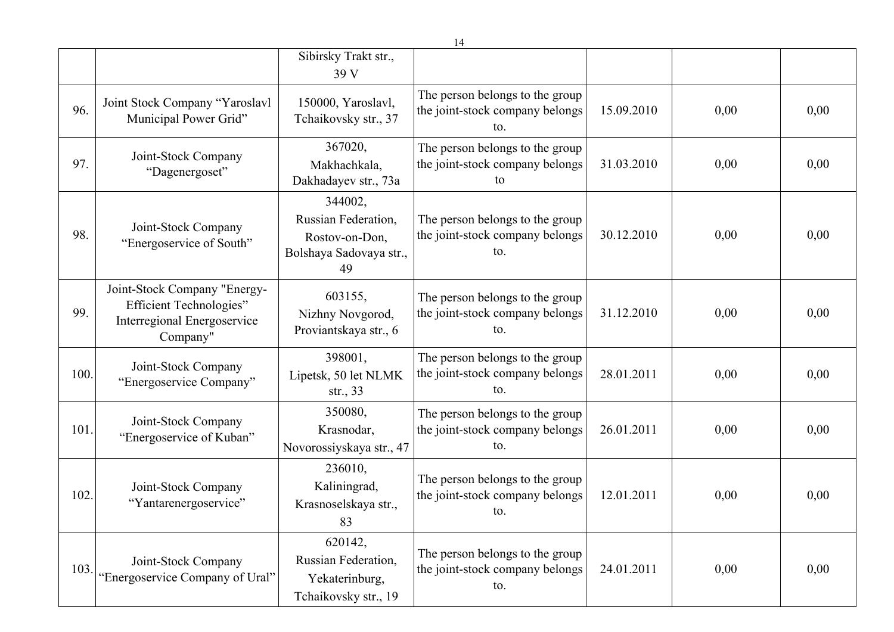| | | | | | | |
|---|---|---|---|---|---|---|
| | | Sibirsky Trakt str., 39 V | | | | |
| 96. | Joint Stock Company “Yaroslavl Municipal Power Grid” | 150000, Yaroslavl, Tchaikovsky str., 37 | The person belongs to the group the joint-stock company belongs to. | 15.09.2010 | 0,00 | 0,00 |
| 97. | Joint-Stock Company “Dagenergoset” | 367020, Makhachkala, Dakhadayev str., 73a | The person belongs to the group the joint-stock company belongs to | 31.03.2010 | 0,00 | 0,00 |
| 98. | Joint-Stock Company “Energoservice of South” | 344002, Russian Federation, Rostov-on-Don, Bolshaya Sadovaya str., 49 | The person belongs to the group the joint-stock company belongs to. | 30.12.2010 | 0,00 | 0,00 |
| 99. | Joint-Stock Company "Energy-Efficient Technologies” Interregional Energoservice Company" | 603155, Nizhny Novgorod, Proviantskaya str., 6 | The person belongs to the group the joint-stock company belongs to. | 31.12.2010 | 0,00 | 0,00 |
| 100. | Joint-Stock Company “Energoservice Company” | 398001, Lipetsk, 50 let NLMK str., 33 | The person belongs to the group the joint-stock company belongs to. | 28.01.2011 | 0,00 | 0,00 |
| 101. | Joint-Stock Company “Energoservice of Kuban” | 350080, Krasnodar, Novorossiyskaya str., 47 | The person belongs to the group the joint-stock company belongs to. | 26.01.2011 | 0,00 | 0,00 |
| 102. | Joint-Stock Company “Yantarenergoservice” | 236010, Kaliningrad, Krasnoselskaya str., 83 | The person belongs to the group the joint-stock company belongs to. | 12.01.2011 | 0,00 | 0,00 |
| 103. | Joint-Stock Company “Energoservice Company of Ural” | 620142, Russian Federation, Yekaterinburg, Tchaikovsky str., 19 | The person belongs to the group the joint-stock company belongs to. | 24.01.2011 | 0,00 | 0,00 |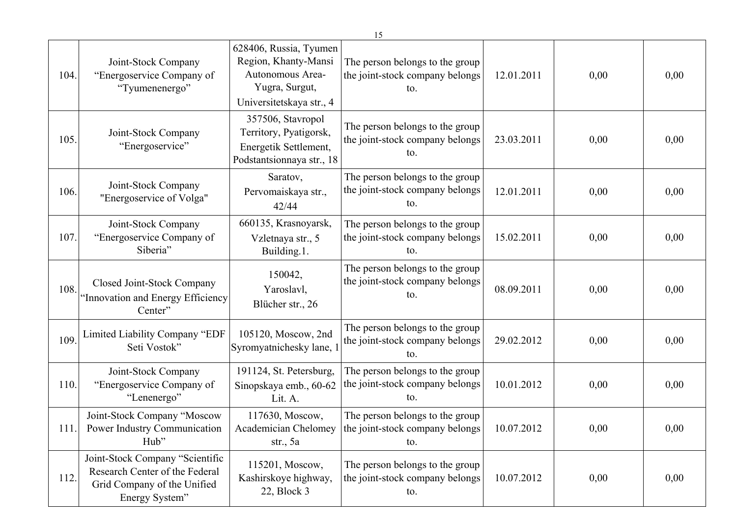| | | | | | | |
|---|---|---|---|---|---|---|
| 104. | Joint-Stock Company “Energoservice Company of “Tyumenenergo” | 628406, Russia, Tyumen Region, Khanty-Mansi Autonomous Area-Yugra, Surgut, Universitetskaya str., 4 | The person belongs to the group the joint-stock company belongs to. | 12.01.2011 | 0,00 | 0,00 |
| 105. | Joint-Stock Company “Energoservice” | 357506, Stavropol Territory, Pyatigorsk, Energetik Settlement, Podstantsionnaya str., 18 | The person belongs to the group the joint-stock company belongs to. | 23.03.2011 | 0,00 | 0,00 |
| 106. | Joint-Stock Company "Energoservice of Volga" | Saratov, Pervomaiskaya str., 42/44 | The person belongs to the group the joint-stock company belongs to. | 12.01.2011 | 0,00 | 0,00 |
| 107. | Joint-Stock Company “Energoservice Company of Siberia” | 660135, Krasnoyarsk, Vzletnaya str., 5 Building.1. | The person belongs to the group the joint-stock company belongs to. | 15.02.2011 | 0,00 | 0,00 |
| 108. | Closed Joint-Stock Company “Innovation and Energy Efficiency Center” | 150042, Yaroslavl, Blücher str., 26 | The person belongs to the group the joint-stock company belongs to. | 08.09.2011 | 0,00 | 0,00 |
| 109. | Limited Liability Company “EDF Seti Vostok” | 105120, Moscow, 2nd Syromyatnichesky lane, 1 | The person belongs to the group the joint-stock company belongs to. | 29.02.2012 | 0,00 | 0,00 |
| 110. | Joint-Stock Company “Energoservice Company of “Lenenergo” | 191124, St. Petersburg, Sinopskaya emb., 60-62 Lit. A. | The person belongs to the group the joint-stock company belongs to. | 10.01.2012 | 0,00 | 0,00 |
| 111. | Joint-Stock Company “Moscow Power Industry Communication Hub” | 117630, Moscow, Academician Chelomey str., 5a | The person belongs to the group the joint-stock company belongs to. | 10.07.2012 | 0,00 | 0,00 |
| 112. | Joint-Stock Company “Scientific Research Center of the Federal Grid Company of the Unified Energy System” | 115201, Moscow, Kashirskoye highway, 22, Block 3 | The person belongs to the group the joint-stock company belongs to. | 10.07.2012 | 0,00 | 0,00 |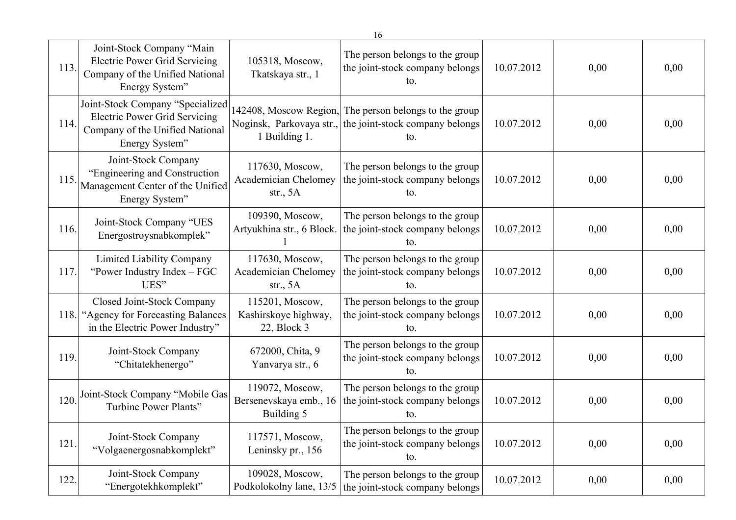| 113. | Joint-Stock Company “Main Electric Power Grid Servicing Company of the Unified National Energy System” | 105318, Moscow, Tkatskaya str., 1 | The person belongs to the group the joint-stock company belongs to. | 10.07.2012 | 0,00 | 0,00 |
|---|---|---|---|---|---|---|
| 114. | Joint-Stock Company “Specialized Electric Power Grid Servicing Company of the Unified National Energy System” | 142408, Moscow Region, Noginsk, Parkovaya str., 1 Building 1. | The person belongs to the group the joint-stock company belongs to. | 10.07.2012 | 0,00 | 0,00 |
| 115. | Joint-Stock Company “Engineering and Construction Management Center of the Unified Energy System” | 117630, Moscow, Academician Chelomey str., 5A | The person belongs to the group the joint-stock company belongs to. | 10.07.2012 | 0,00 | 0,00 |
| 116. | Joint-Stock Company “UES Energostroysnabkomplek” | 109390, Moscow, Artyukhina str., 6 Block. 1 | The person belongs to the group the joint-stock company belongs to. | 10.07.2012 | 0,00 | 0,00 |
| 117. | Limited Liability Company “Power Industry Index – FGC UES” | 117630, Moscow, Academician Chelomey str., 5A | The person belongs to the group the joint-stock company belongs to. | 10.07.2012 | 0,00 | 0,00 |
| 118. | Closed Joint-Stock Company “Agency for Forecasting Balances in the Electric Power Industry” | 115201, Moscow, Kashirskoye highway, 22, Block 3 | The person belongs to the group the joint-stock company belongs to. | 10.07.2012 | 0,00 | 0,00 |
| 119. | Joint-Stock Company “Chitatekhenergo” | 672000, Chita, 9 Yanvarya str., 6 | The person belongs to the group the joint-stock company belongs to. | 10.07.2012 | 0,00 | 0,00 |
| 120. | Joint-Stock Company “Mobile Gas Turbine Power Plants” | 119072, Moscow, Bersenevskaya emb., 16 Building 5 | The person belongs to the group the joint-stock company belongs to. | 10.07.2012 | 0,00 | 0,00 |
| 121. | Joint-Stock Company “Volgaenergosnabkomplekt” | 117571, Moscow, Leninsky pr., 156 | The person belongs to the group the joint-stock company belongs to. | 10.07.2012 | 0,00 | 0,00 |
| 122. | Joint-Stock Company “Energotekhkomplekt” | 109028, Moscow, Podkolokolny lane, 13/5 | The person belongs to the group the joint-stock company belongs | 10.07.2012 | 0,00 | 0,00 |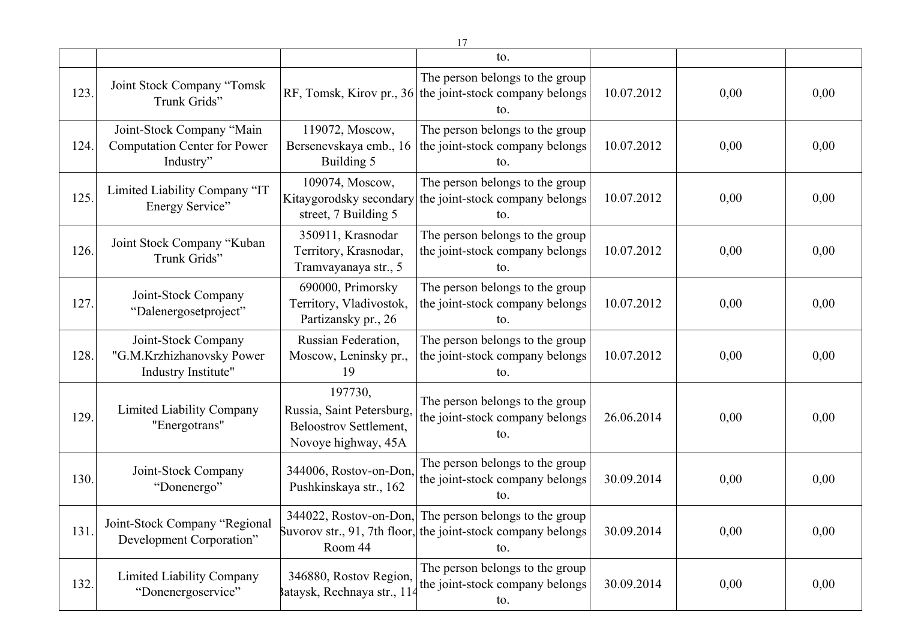| | | | | | | |
|---|---|---|---|---|---|---|
| | | | to. | | | |
| 123. | Joint Stock Company “Tomsk Trunk Grids” | RF, Tomsk, Kirov pr., 36 | The person belongs to the group the joint-stock company belongs to. | 10.07.2012 | 0,00 | 0,00 |
| 124. | Joint-Stock Company “Main Computation Center for Power Industry” | 119072, Moscow, Bersenevskaya emb., 16 Building 5 | The person belongs to the group the joint-stock company belongs to. | 10.07.2012 | 0,00 | 0,00 |
| 125. | Limited Liability Company “IT Energy Service” | 109074, Moscow, Kitaygorodsky secondary street, 7 Building 5 | The person belongs to the group the joint-stock company belongs to. | 10.07.2012 | 0,00 | 0,00 |
| 126. | Joint Stock Company “Kuban Trunk Grids” | 350911, Krasnodar Territory, Krasnodar, Tramvayanaya str., 5 | The person belongs to the group the joint-stock company belongs to. | 10.07.2012 | 0,00 | 0,00 |
| 127. | Joint-Stock Company “Dalenergosetproject” | 690000, Primorsky Territory, Vladivostok, Partizansky pr., 26 | The person belongs to the group the joint-stock company belongs to. | 10.07.2012 | 0,00 | 0,00 |
| 128. | Joint-Stock Company "G.M.Krzhizhanovsky Power Industry Institute" | Russian Federation, Moscow, Leninsky pr., 19 | The person belongs to the group the joint-stock company belongs to. | 10.07.2012 | 0,00 | 0,00 |
| 129. | Limited Liability Company "Energotrans" | 197730, Russia, Saint Petersburg, Beloostrov Settlement, Novoye highway, 45A | The person belongs to the group the joint-stock company belongs to. | 26.06.2014 | 0,00 | 0,00 |
| 130. | Joint-Stock Company “Donenergo” | 344006, Rostov-on-Don, Pushkinskaya str., 162 | The person belongs to the group the joint-stock company belongs to. | 30.09.2014 | 0,00 | 0,00 |
| 131. | Joint-Stock Company “Regional Development Corporation” | 344022, Rostov-on-Don, Suvorov str., 91, 7th floor, Room 44 | The person belongs to the group the joint-stock company belongs to. | 30.09.2014 | 0,00 | 0,00 |
| 132. | Limited Liability Company “Donenergoservice” | 346880, Rostov Region, Bataysk, Rechnaya str., 114 | The person belongs to the group the joint-stock company belongs to. | 30.09.2014 | 0,00 | 0,00 |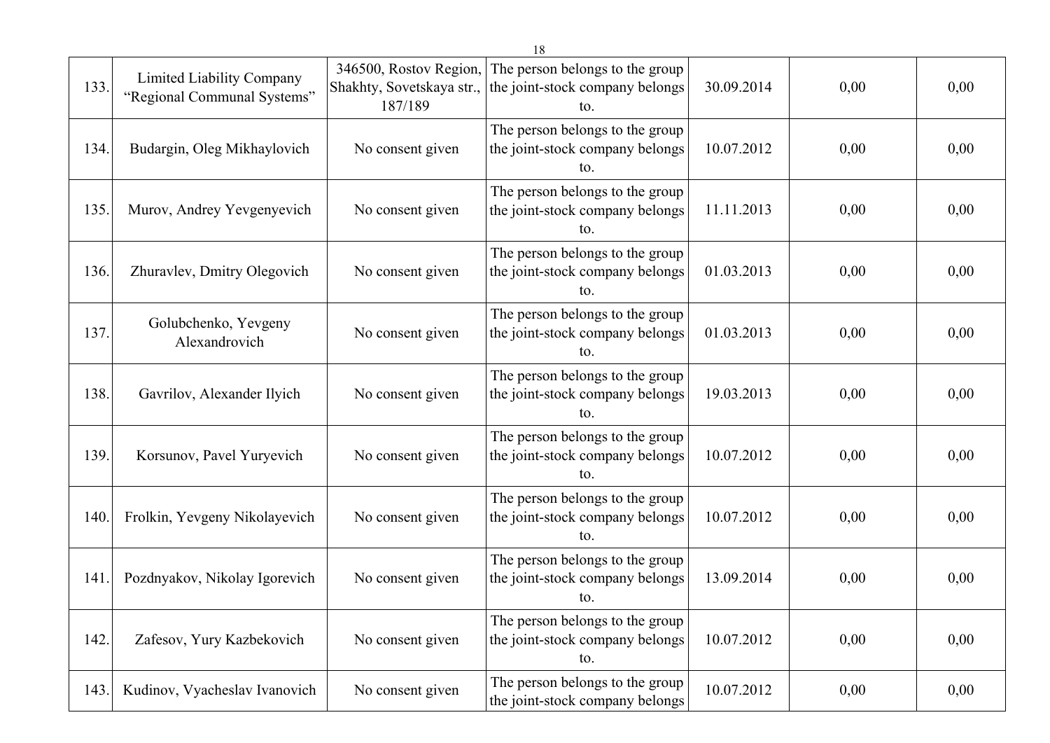| 133. | Limited Liability Company “Regional Communal Systems” | 346500, Rostov Region, Shakhty, Sovetskaya str., 187/189 | The person belongs to the group the joint-stock company belongs to. | 30.09.2014 | 0,00 | 0,00 |
|---|---|---|---|---|---|---|
| 134. | Budargin, Oleg Mikhaylovich | No consent given | The person belongs to the group the joint-stock company belongs to. | 10.07.2012 | 0,00 | 0,00 |
| 135. | Murov, Andrey Yevgenyevich | No consent given | The person belongs to the group the joint-stock company belongs to. | 11.11.2013 | 0,00 | 0,00 |
| 136. | Zhuravlev, Dmitry Olegovich | No consent given | The person belongs to the group the joint-stock company belongs to. | 01.03.2013 | 0,00 | 0,00 |
| 137. | Golubchenko, Yevgeny Alexandrovich | No consent given | The person belongs to the group the joint-stock company belongs to. | 01.03.2013 | 0,00 | 0,00 |
| 138. | Gavrilov, Alexander Ilyich | No consent given | The person belongs to the group the joint-stock company belongs to. | 19.03.2013 | 0,00 | 0,00 |
| 139. | Korsunov, Pavel Yuryevich | No consent given | The person belongs to the group the joint-stock company belongs to. | 10.07.2012 | 0,00 | 0,00 |
| 140. | Frolkin, Yevgeny Nikolayevich | No consent given | The person belongs to the group the joint-stock company belongs to. | 10.07.2012 | 0,00 | 0,00 |
| 141. | Pozdnyakov, Nikolay Igorevich | No consent given | The person belongs to the group the joint-stock company belongs to. | 13.09.2014 | 0,00 | 0,00 |
| 142. | Zafesov, Yury Kazbekovich | No consent given | The person belongs to the group the joint-stock company belongs to. | 10.07.2012 | 0,00 | 0,00 |
| 143. | Kudinov, Vyacheslav Ivanovich | No consent given | The person belongs to the group the joint-stock company belongs | 10.07.2012 | 0,00 | 0,00 |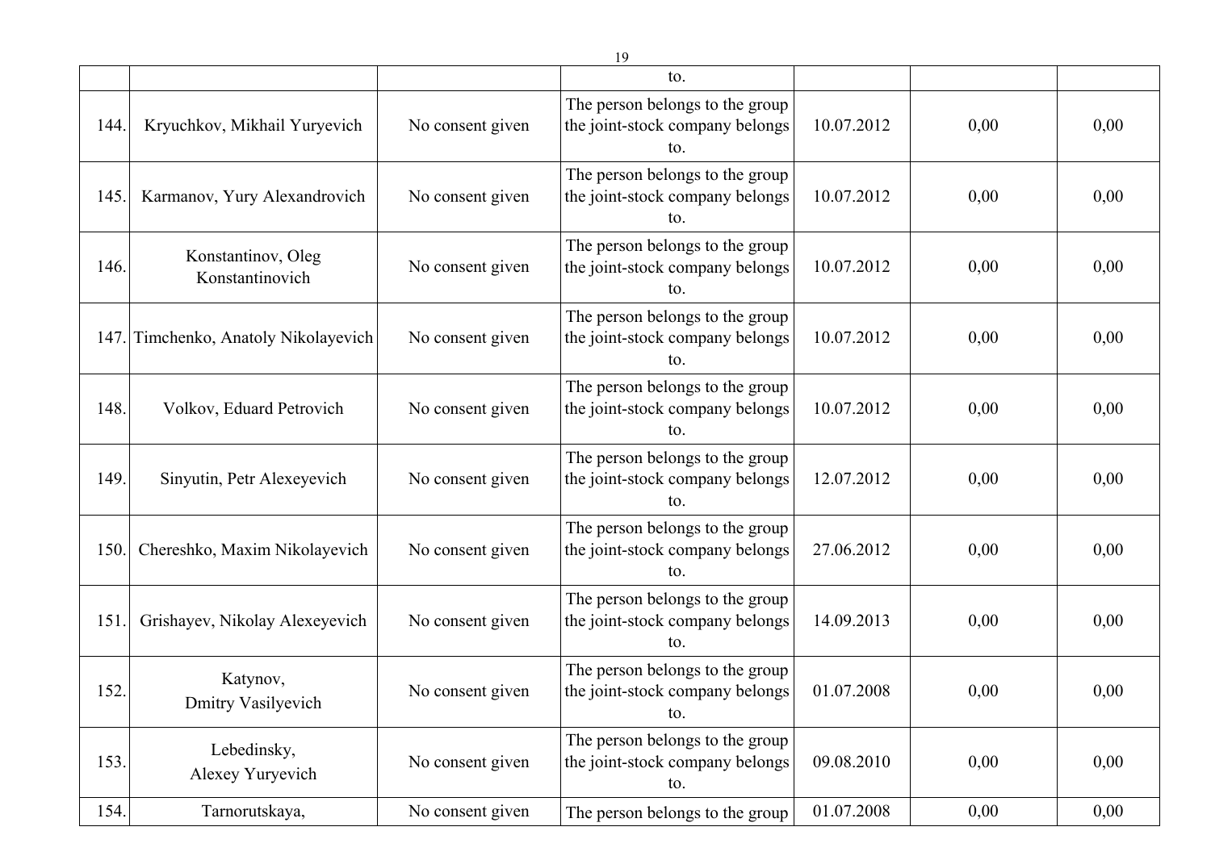| | | | | | | |
|---|---|---|---|---|---|---|
| | | | to. | | | |
| 144. | Kryuchkov, Mikhail Yuryevich | No consent given | The person belongs to the group the joint-stock company belongs to. | 10.07.2012 | 0,00 | 0,00 |
| 145. | Karmanov, Yury Alexandrovich | No consent given | The person belongs to the group the joint-stock company belongs to. | 10.07.2012 | 0,00 | 0,00 |
| 146. | Konstantinov, Oleg Konstantinovich | No consent given | The person belongs to the group the joint-stock company belongs to. | 10.07.2012 | 0,00 | 0,00 |
| 147. | Timchenko, Anatoly Nikolayevich | No consent given | The person belongs to the group the joint-stock company belongs to. | 10.07.2012 | 0,00 | 0,00 |
| 148. | Volkov, Eduard Petrovich | No consent given | The person belongs to the group the joint-stock company belongs to. | 10.07.2012 | 0,00 | 0,00 |
| 149. | Sinyutin, Petr Alexeyevich | No consent given | The person belongs to the group the joint-stock company belongs to. | 12.07.2012 | 0,00 | 0,00 |
| 150. | Chereshko, Maxim Nikolayevich | No consent given | The person belongs to the group the joint-stock company belongs to. | 27.06.2012 | 0,00 | 0,00 |
| 151. | Grishayev, Nikolay Alexeyevich | No consent given | The person belongs to the group the joint-stock company belongs to. | 14.09.2013 | 0,00 | 0,00 |
| 152. | Katynov, Dmitry Vasilyevich | No consent given | The person belongs to the group the joint-stock company belongs to. | 01.07.2008 | 0,00 | 0,00 |
| 153. | Lebedinsky, Alexey Yuryevich | No consent given | The person belongs to the group the joint-stock company belongs to. | 09.08.2010 | 0,00 | 0,00 |
| 154. | Tarnorutskaya, | No consent given | The person belongs to the group | 01.07.2008 | 0,00 | 0,00 |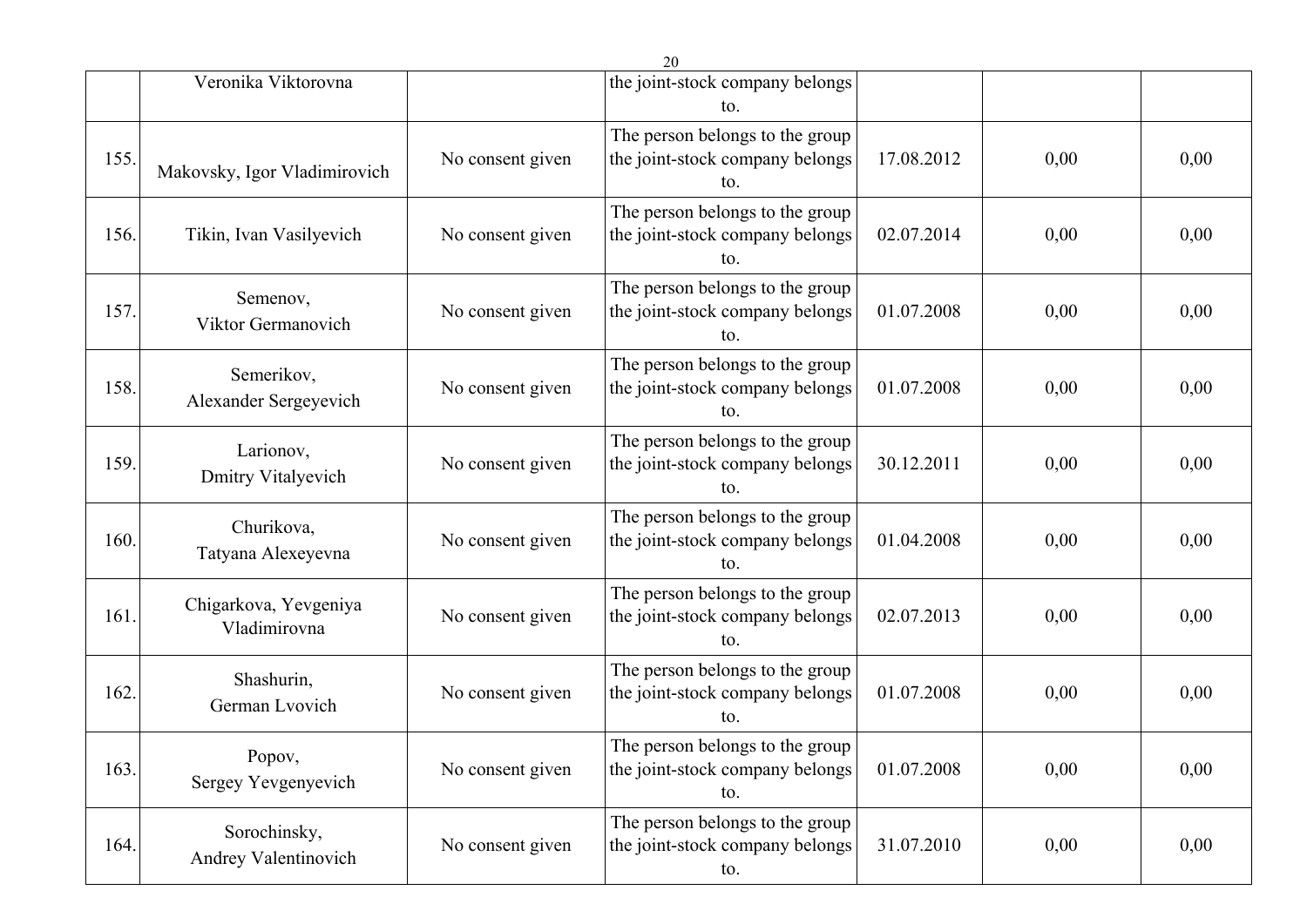| | | | | | | |
|---|---|---|---|---|---|---|
| | Veronika Viktorovna | | the joint-stock company belongs to. | | | |
| 155. | Makovsky, Igor Vladimirovich | No consent given | The person belongs to the group the joint-stock company belongs to. | 17.08.2012 | 0,00 | 0,00 |
| 156. | Tikin, Ivan Vasilyevich | No consent given | The person belongs to the group the joint-stock company belongs to. | 02.07.2014 | 0,00 | 0,00 |
| 157. | Semenov, Viktor Germanovich | No consent given | The person belongs to the group the joint-stock company belongs to. | 01.07.2008 | 0,00 | 0,00 |
| 158. | Semerikov, Alexander Sergeyevich | No consent given | The person belongs to the group the joint-stock company belongs to. | 01.07.2008 | 0,00 | 0,00 |
| 159. | Larionov, Dmitry Vitalyevich | No consent given | The person belongs to the group the joint-stock company belongs to. | 30.12.2011 | 0,00 | 0,00 |
| 160. | Churikova, Tatyana Alexeyevna | No consent given | The person belongs to the group the joint-stock company belongs to. | 01.04.2008 | 0,00 | 0,00 |
| 161. | Chigarkova, Yevgeniya Vladimirovna | No consent given | The person belongs to the group the joint-stock company belongs to. | 02.07.2013 | 0,00 | 0,00 |
| 162. | Shashurin, German Lvovich | No consent given | The person belongs to the group the joint-stock company belongs to. | 01.07.2008 | 0,00 | 0,00 |
| 163. | Popov, Sergey Yevgenyevich | No consent given | The person belongs to the group the joint-stock company belongs to. | 01.07.2008 | 0,00 | 0,00 |
| 164. | Sorochinsky, Andrey Valentinovich | No consent given | The person belongs to the group the joint-stock company belongs to. | 31.07.2010 | 0,00 | 0,00 |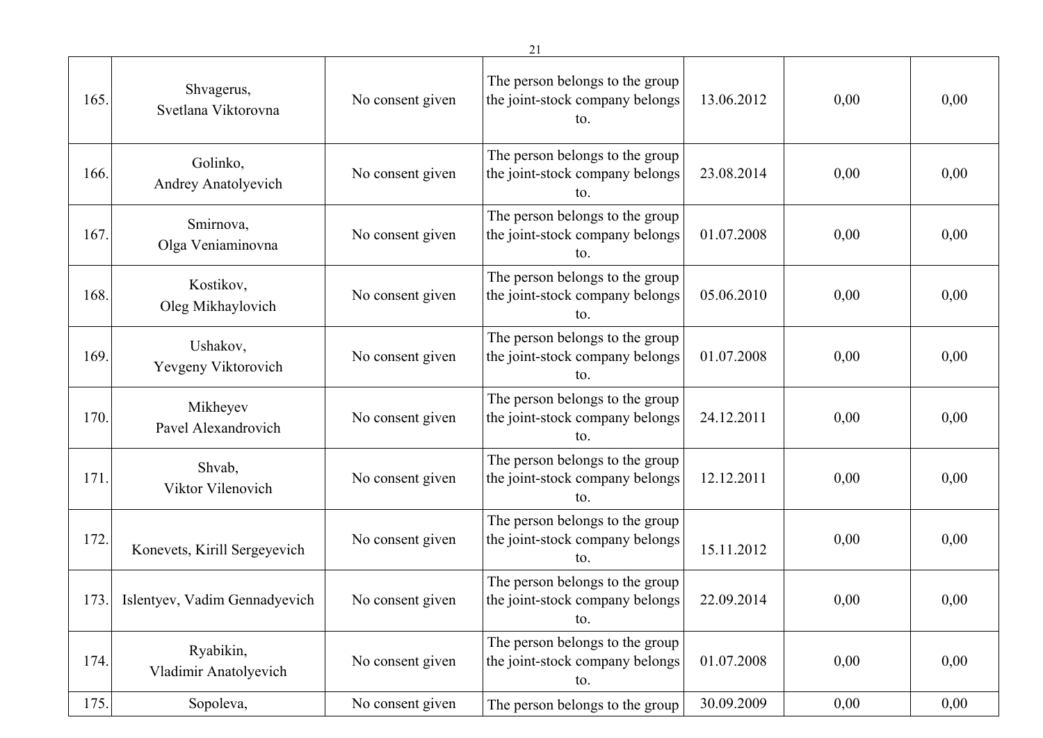| | | | | | | |
|---|---|---|---|---|---|---|
| 165. | Shvagerus, Svetlana Viktorovna | No consent given | The person belongs to the group the joint-stock company belongs to. | 13.06.2012 | 0,00 | 0,00 |
| 166. | Golinko, Andrey Anatolyevich | No consent given | The person belongs to the group the joint-stock company belongs to. | 23.08.2014 | 0,00 | 0,00 |
| 167. | Smirnova, Olga Veniaminovna | No consent given | The person belongs to the group the joint-stock company belongs to. | 01.07.2008 | 0,00 | 0,00 |
| 168. | Kostikov, Oleg Mikhaylovich | No consent given | The person belongs to the group the joint-stock company belongs to. | 05.06.2010 | 0,00 | 0,00 |
| 169. | Ushakov, Yevgeny Viktorovich | No consent given | The person belongs to the group the joint-stock company belongs to. | 01.07.2008 | 0,00 | 0,00 |
| 170. | Mikheyev Pavel Alexandrovich | No consent given | The person belongs to the group the joint-stock company belongs to. | 24.12.2011 | 0,00 | 0,00 |
| 171. | Shvab, Viktor Vilenovich | No consent given | The person belongs to the group the joint-stock company belongs to. | 12.12.2011 | 0,00 | 0,00 |
| 172. | Konevets, Kirill Sergeyevich | No consent given | The person belongs to the group the joint-stock company belongs to. | 15.11.2012 | 0,00 | 0,00 |
| 173. | Islentyev, Vadim Gennadyevich | No consent given | The person belongs to the group the joint-stock company belongs to. | 22.09.2014 | 0,00 | 0,00 |
| 174. | Ryabikin, Vladimir Anatolyevich | No consent given | The person belongs to the group the joint-stock company belongs to. | 01.07.2008 | 0,00 | 0,00 |
| 175. | Sopoleva, | No consent given | The person belongs to the group | 30.09.2009 | 0,00 | 0,00 |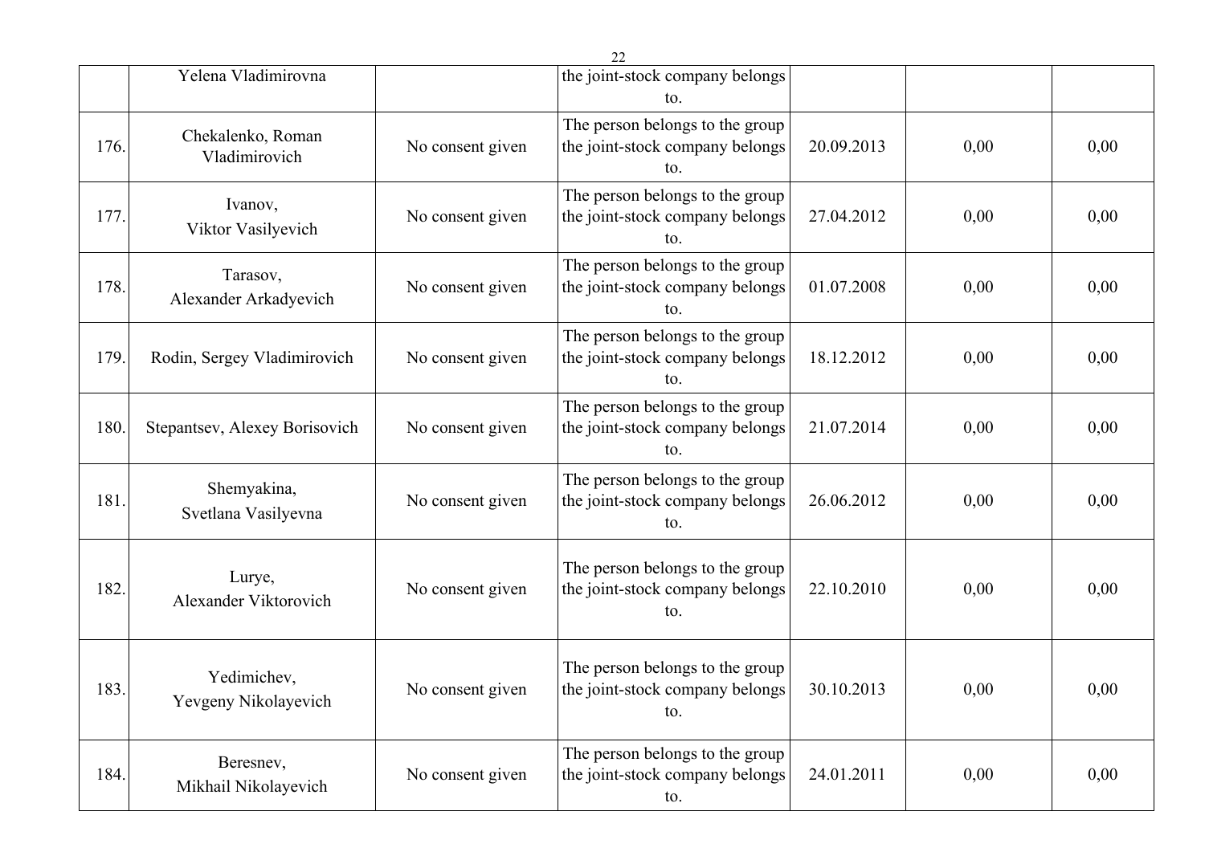| | | | | | | |
|---|---|---|---|---|---|---|
| | Yelena Vladimirovna | | the joint-stock company belongs to. | | | |
| 176. | Chekalenko, Roman Vladimirovich | No consent given | The person belongs to the group the joint-stock company belongs to. | 20.09.2013 | 0,00 | 0,00 |
| 177. | Ivanov, Viktor Vasilyevich | No consent given | The person belongs to the group the joint-stock company belongs to. | 27.04.2012 | 0,00 | 0,00 |
| 178. | Tarasov, Alexander Arkadyevich | No consent given | The person belongs to the group the joint-stock company belongs to. | 01.07.2008 | 0,00 | 0,00 |
| 179. | Rodin, Sergey Vladimirovich | No consent given | The person belongs to the group the joint-stock company belongs to. | 18.12.2012 | 0,00 | 0,00 |
| 180. | Stepantsev, Alexey Borisovich | No consent given | The person belongs to the group the joint-stock company belongs to. | 21.07.2014 | 0,00 | 0,00 |
| 181. | Shemyakina, Svetlana Vasilyevna | No consent given | The person belongs to the group the joint-stock company belongs to. | 26.06.2012 | 0,00 | 0,00 |
| 182. | Lurye, Alexander Viktorovich | No consent given | The person belongs to the group the joint-stock company belongs to. | 22.10.2010 | 0,00 | 0,00 |
| 183. | Yedimichev, Yevgeny Nikolayevich | No consent given | The person belongs to the group the joint-stock company belongs to. | 30.10.2013 | 0,00 | 0,00 |
| 184. | Beresnev, Mikhail Nikolayevich | No consent given | The person belongs to the group the joint-stock company belongs to. | 24.01.2011 | 0,00 | 0,00 |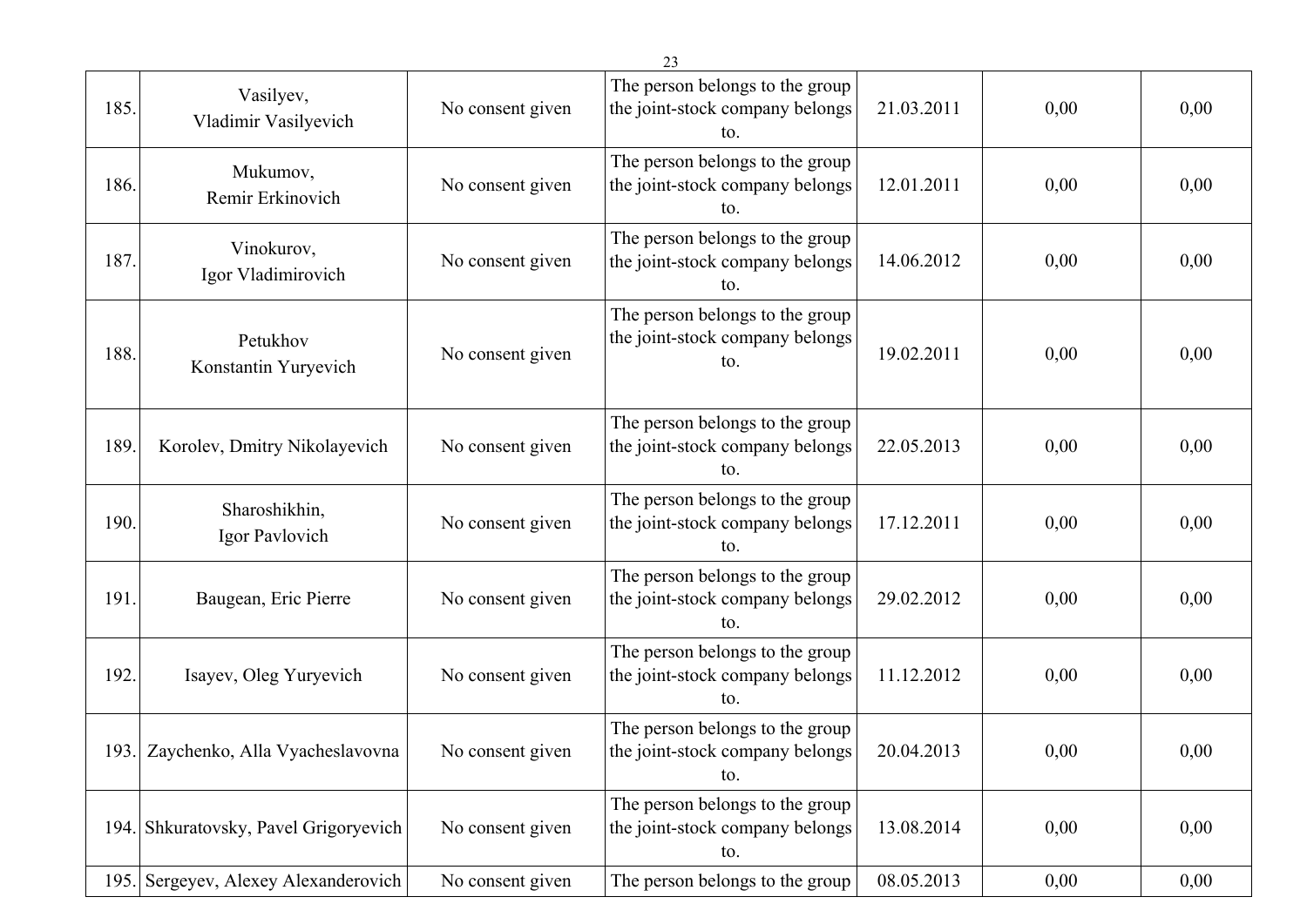| | | | | | | |
|---|---|---|---|---|---|---|
| 185. | Vasilyev, Vladimir Vasilyevich | No consent given | The person belongs to the group the joint-stock company belongs to. | 21.03.2011 | 0,00 | 0,00 |
| 186. | Mukumov, Remir Erkinovich | No consent given | The person belongs to the group the joint-stock company belongs to. | 12.01.2011 | 0,00 | 0,00 |
| 187. | Vinokurov, Igor Vladimirovich | No consent given | The person belongs to the group the joint-stock company belongs to. | 14.06.2012 | 0,00 | 0,00 |
| 188. | Petukhov Konstantin Yuryevich | No consent given | The person belongs to the group the joint-stock company belongs to. | 19.02.2011 | 0,00 | 0,00 |
| 189. | Korolev, Dmitry Nikolayevich | No consent given | The person belongs to the group the joint-stock company belongs to. | 22.05.2013 | 0,00 | 0,00 |
| 190. | Sharoshikhin, Igor Pavlovich | No consent given | The person belongs to the group the joint-stock company belongs to. | 17.12.2011 | 0,00 | 0,00 |
| 191. | Baugean, Eric Pierre | No consent given | The person belongs to the group the joint-stock company belongs to. | 29.02.2012 | 0,00 | 0,00 |
| 192. | Isayev, Oleg Yuryevich | No consent given | The person belongs to the group the joint-stock company belongs to. | 11.12.2012 | 0,00 | 0,00 |
| 193. | Zaychenko, Alla Vyacheslavovna | No consent given | The person belongs to the group the joint-stock company belongs to. | 20.04.2013 | 0,00 | 0,00 |
| 194. | Shkuratovsky, Pavel Grigoryevich | No consent given | The person belongs to the group the joint-stock company belongs to. | 13.08.2014 | 0,00 | 0,00 |
| 195. | Sergeyev, Alexey Alexanderovich | No consent given | The person belongs to the group | 08.05.2013 | 0,00 | 0,00 |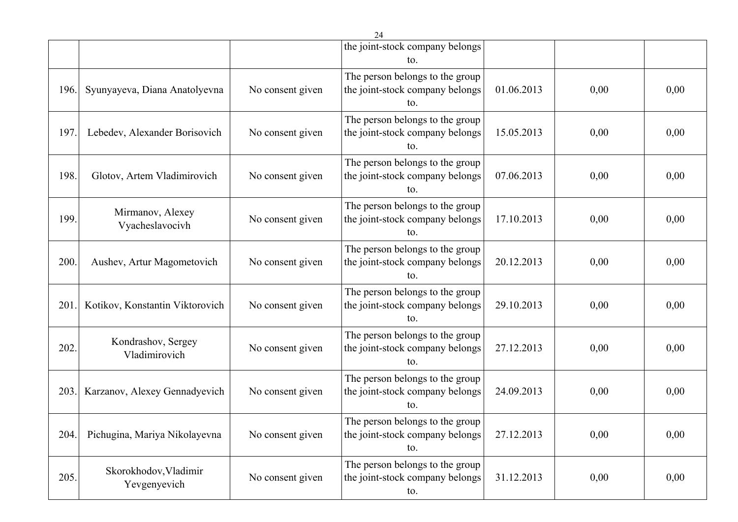| | | | the joint-stock company belongs to. | | | |
|---|---|---|---|---|---|---|
| 196. | Syunyayeva, Diana Anatolyevna | No consent given | The person belongs to the group the joint-stock company belongs to. | 01.06.2013 | 0,00 | 0,00 |
| 197. | Lebedev, Alexander Borisovich | No consent given | The person belongs to the group the joint-stock company belongs to. | 15.05.2013 | 0,00 | 0,00 |
| 198. | Glotov, Artem Vladimirovich | No consent given | The person belongs to the group the joint-stock company belongs to. | 07.06.2013 | 0,00 | 0,00 |
| 199. | Mirmanov, Alexey Vyacheslavocivh | No consent given | The person belongs to the group the joint-stock company belongs to. | 17.10.2013 | 0,00 | 0,00 |
| 200. | Aushev, Artur Magometovich | No consent given | The person belongs to the group the joint-stock company belongs to. | 20.12.2013 | 0,00 | 0,00 |
| 201. | Kotikov, Konstantin Viktorovich | No consent given | The person belongs to the group the joint-stock company belongs to. | 29.10.2013 | 0,00 | 0,00 |
| 202. | Kondrashov, Sergey Vladimirovich | No consent given | The person belongs to the group the joint-stock company belongs to. | 27.12.2013 | 0,00 | 0,00 |
| 203. | Karzanov, Alexey Gennadyevich | No consent given | The person belongs to the group the joint-stock company belongs to. | 24.09.2013 | 0,00 | 0,00 |
| 204. | Pichugina, Mariya Nikolayevna | No consent given | The person belongs to the group the joint-stock company belongs to. | 27.12.2013 | 0,00 | 0,00 |
| 205. | Skorokhodov,Vladimir Yevgenyevich | No consent given | The person belongs to the group the joint-stock company belongs to. | 31.12.2013 | 0,00 | 0,00 |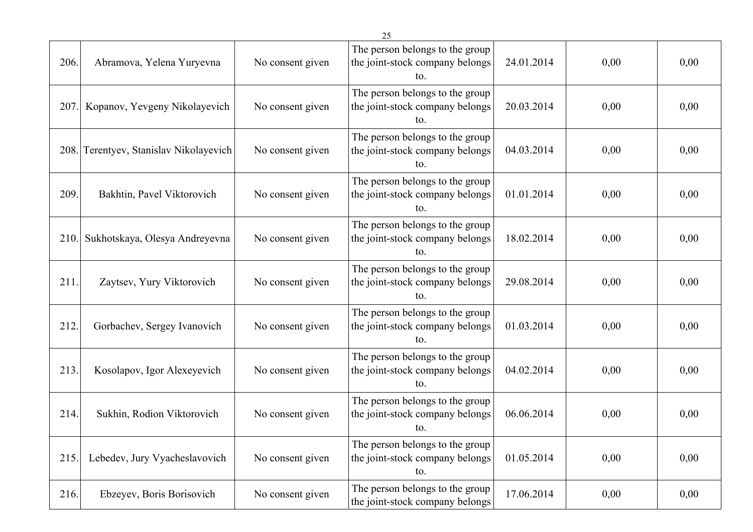| | | | | | | |
|---|---|---|---|---|---|---|
| 206. | Abramova, Yelena Yuryevna | No consent given | The person belongs to the group the joint-stock company belongs to. | 24.01.2014 | 0,00 | 0,00 |
| 207. | Kopanov, Yevgeny Nikolayevich | No consent given | The person belongs to the group the joint-stock company belongs to. | 20.03.2014 | 0,00 | 0,00 |
| 208. | Terentyev, Stanislav Nikolayevich | No consent given | The person belongs to the group the joint-stock company belongs to. | 04.03.2014 | 0,00 | 0,00 |
| 209. | Bakhtin, Pavel Viktorovich | No consent given | The person belongs to the group the joint-stock company belongs to. | 01.01.2014 | 0,00 | 0,00 |
| 210. | Sukhotskaya, Olesya Andreyevna | No consent given | The person belongs to the group the joint-stock company belongs to. | 18.02.2014 | 0,00 | 0,00 |
| 211. | Zaytsev, Yury Viktorovich | No consent given | The person belongs to the group the joint-stock company belongs to. | 29.08.2014 | 0,00 | 0,00 |
| 212. | Gorbachev, Sergey Ivanovich | No consent given | The person belongs to the group the joint-stock company belongs to. | 01.03.2014 | 0,00 | 0,00 |
| 213. | Kosolapov, Igor Alexeyevich | No consent given | The person belongs to the group the joint-stock company belongs to. | 04.02.2014 | 0,00 | 0,00 |
| 214. | Sukhin, Rodion Viktorovich | No consent given | The person belongs to the group the joint-stock company belongs to. | 06.06.2014 | 0,00 | 0,00 |
| 215. | Lebedev, Jury Vyacheslavovich | No consent given | The person belongs to the group the joint-stock company belongs to. | 01.05.2014 | 0,00 | 0,00 |
| 216. | Ebzeyev, Boris Borisovich | No consent given | The person belongs to the group the joint-stock company belongs | 17.06.2014 | 0,00 | 0,00 |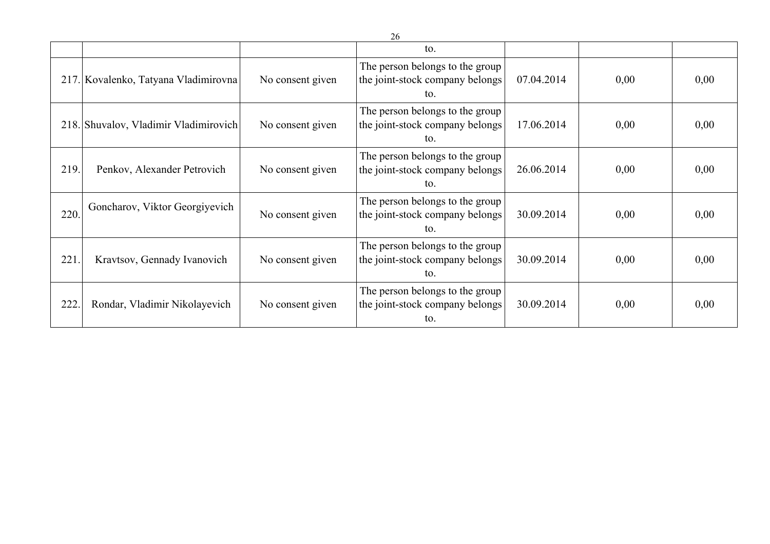|  |  |  | to. |  |  |  |
|---|---|---|---|---|---|---|
| 217. | Kovalenko, Tatyana Vladimirovna | No consent given | The person belongs to the group the joint-stock company belongs to. | 07.04.2014 | 0,00 | 0,00 |
| 218. | Shuvalov, Vladimir Vladimirovich | No consent given | The person belongs to the group the joint-stock company belongs to. | 17.06.2014 | 0,00 | 0,00 |
| 219. | Penkov, Alexander Petrovich | No consent given | The person belongs to the group the joint-stock company belongs to. | 26.06.2014 | 0,00 | 0,00 |
| 220. | Goncharov, Viktor Georgiyevich | No consent given | The person belongs to the group the joint-stock company belongs to. | 30.09.2014 | 0,00 | 0,00 |
| 221. | Kravtsov, Gennady Ivanovich | No consent given | The person belongs to the group the joint-stock company belongs to. | 30.09.2014 | 0,00 | 0,00 |
| 222. | Rondar, Vladimir Nikolayevich | No consent given | The person belongs to the group the joint-stock company belongs to. | 30.09.2014 | 0,00 | 0,00 |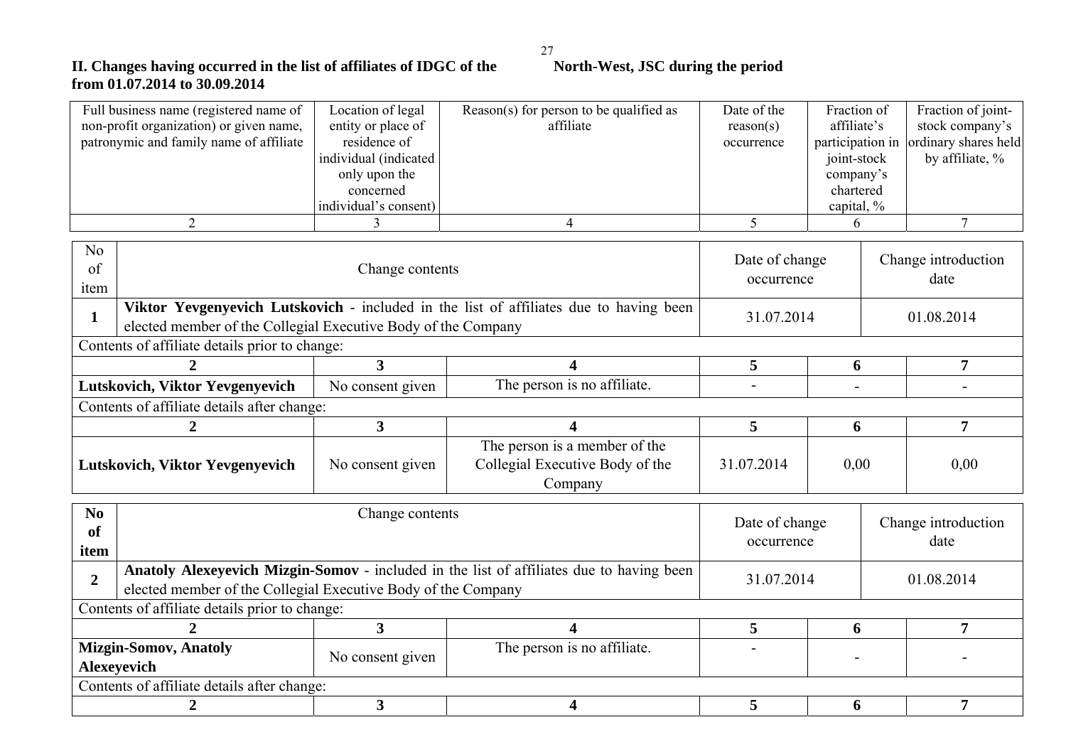## II. Changes having occurred in the list of affiliates of IDGC of the North-West, JSC during the period from 01.07.2014 to 30.09.2014

| Full business name (registered name of non-profit organization) or given name, patronymic and family name of affiliate | Location of legal entity or place of residence of individual (indicated only upon the concerned individual's consent) | Reason(s) for person to be qualified as affiliate | Date of the reason(s) occurrence | Fraction of affiliate's participation in joint-stock company's chartered capital, % | Fraction of joint-stock company's ordinary shares held by affiliate, % |
|---|---|---|---|---|---|
| 2 | 3 | 4 | 5 | 6 | 7 |

| No of item | Change contents | Date of change occurrence | Change introduction date |
|---|---|---|---|
| 1 | **Viktor Yevgenyevich Lutskovich** - included in the list of affiliates due to having been elected member of the Collegial Executive Body of the Company | 31.07.2014 | 01.08.2014 |

Contents of affiliate details prior to change:

| 2 | 3 | 4 | 5 | 6 | 7 |
|---|---|---|---|---|---|
| **Lutskovich, Viktor Yevgenyevich** | No consent given | The person is no affiliate. | - | - | - |

Contents of affiliate details after change:

| 2 | 3 | 4 | 5 | 6 | 7 |
|---|---|---|---|---|---|
| **Lutskovich, Viktor Yevgenyevich** | No consent given | The person is a member of the Collegial Executive Body of the Company | 31.07.2014 | 0,00 | 0,00 |

| No of item | Change contents | Date of change occurrence | Change introduction date |
|---|---|---|---|
| 2 | **Anatoly Alexeyevich Mizgin-Somov** - included in the list of affiliates due to having been elected member of the Collegial Executive Body of the Company | 31.07.2014 | 01.08.2014 |

Contents of affiliate details prior to change:

| 2 | 3 | 4 | 5 | 6 | 7 |
|---|---|---|---|---|---|
| **Mizgin-Somov, Anatoly Alexeyevich** | No consent given | The person is no affiliate. | - | - | - |

Contents of affiliate details after change:

| 2 | 3 | 4 | 5 | 6 | 7 |
|---|---|---|---|---|---|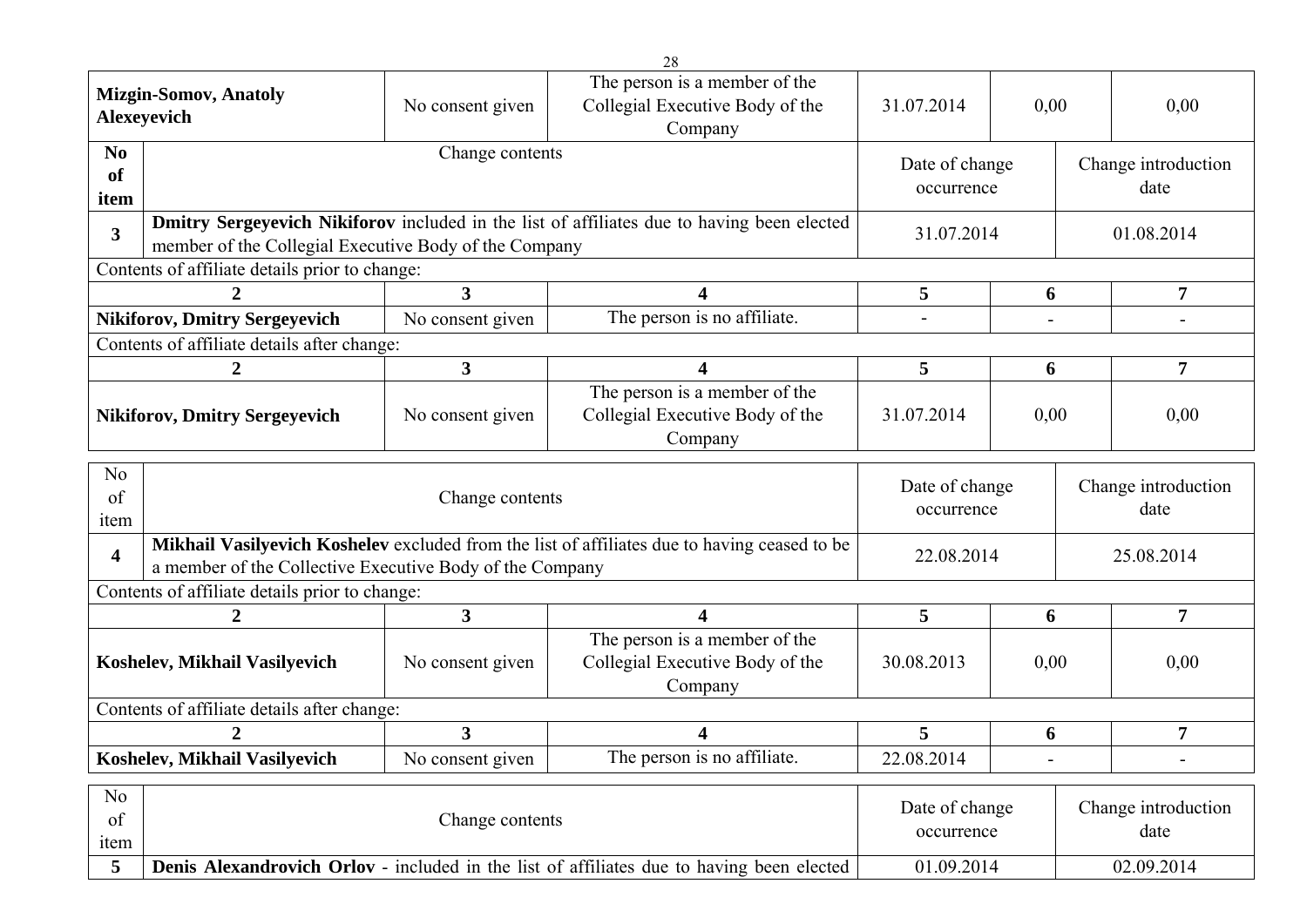| Mizgin-Somov, Anatoly Alexeyevich | No consent given | The person is a member of the Collegial Executive Body of the Company | 31.07.2014 | 0,00 | 0,00 |
|---|---|---|---|---|---|

| No of item | Change contents | Date of change occurrence | Change introduction date |
|---|---|---|---|
| 3 | **Dmitry Sergeyevich Nikiforov** included in the list of affiliates due to having been elected member of the Collegial Executive Body of the Company | 31.07.2014 | 01.08.2014 |

Contents of affiliate details prior to change:

| 2 | 3 | 4 | 5 | 6 | 7 |
|---|---|---|---|---|---|
| **Nikiforov, Dmitry Sergeyevich** | No consent given | The person is no affiliate. | - | - | - |

Contents of affiliate details after change:

| 2 | 3 | 4 | 5 | 6 | 7 |
|---|---|---|---|---|---|
| **Nikiforov, Dmitry Sergeyevich** | No consent given | The person is a member of the Collegial Executive Body of the Company | 31.07.2014 | 0,00 | 0,00 |

| No of item | Change contents | Date of change occurrence | Change introduction date |
|---|---|---|---|
| 4 | **Mikhail Vasilyevich Koshelev** excluded from the list of affiliates due to having ceased to be a member of the Collective Executive Body of the Company | 22.08.2014 | 25.08.2014 |

Contents of affiliate details prior to change:

| 2 | 3 | 4 | 5 | 6 | 7 |
|---|---|---|---|---|---|
| **Koshelev, Mikhail Vasilyevich** | No consent given | The person is a member of the Collegial Executive Body of the Company | 30.08.2013 | 0,00 | 0,00 |

Contents of affiliate details after change:

| 2 | 3 | 4 | 5 | 6 | 7 |
|---|---|---|---|---|---|
| **Koshelev, Mikhail Vasilyevich** | No consent given | The person is no affiliate. | 22.08.2014 | - | - |

| No of item | Change contents | Date of change occurrence | Change introduction date |
|---|---|---|---|
| 5 | **Denis Alexandrovich Orlov** - included in the list of affiliates due to having been elected | 01.09.2014 | 02.09.2014 |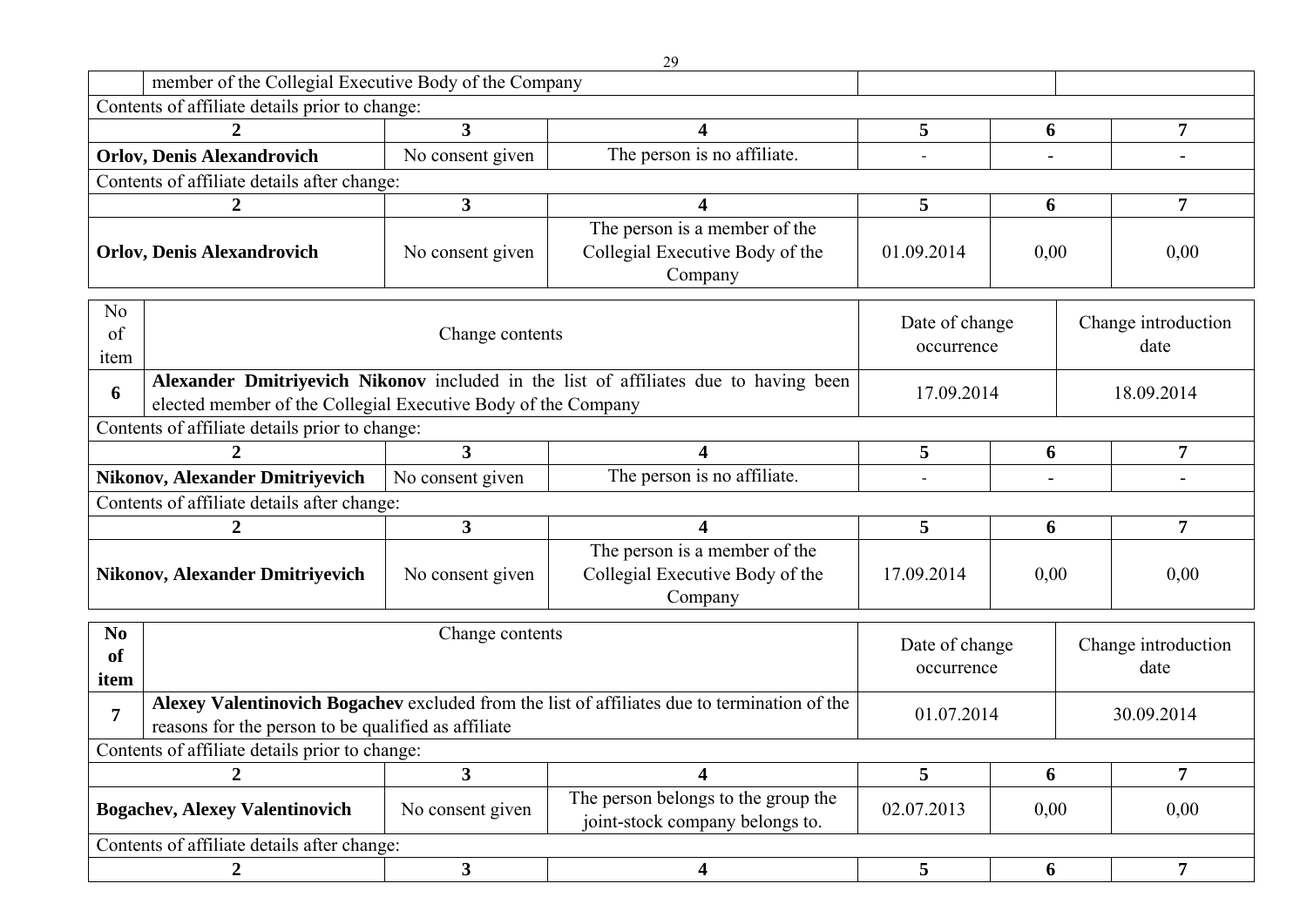| | member of the Collegial Executive Body of the Company | | |
|---|---|---|---|

Contents of affiliate details prior to change:

| 2 | 3 | 4 | 5 | 6 | 7 |
|---|---|---|---|---|---|
| **Orlov, Denis Alexandrovich** | No consent given | The person is no affiliate. | - | - | - |

Contents of affiliate details after change:

| 2 | 3 | 4 | 5 | 6 | 7 |
|---|---|---|---|---|---|
| **Orlov, Denis Alexandrovich** | No consent given | The person is a member of the Collegial Executive Body of the Company | 01.09.2014 | 0,00 | 0,00 |

| No of item | Change contents | Date of change occurrence | Change introduction date |
|---|---|---|---|
| **6** | **Alexander Dmitriyevich Nikonov** included in the list of affiliates due to having been elected member of the Collegial Executive Body of the Company | 17.09.2014 | 18.09.2014 |

Contents of affiliate details prior to change:

| 2 | 3 | 4 | 5 | 6 | 7 |
|---|---|---|---|---|---|
| **Nikonov, Alexander Dmitriyevich** | No consent given | The person is no affiliate. | - | - | - |

Contents of affiliate details after change:

| 2 | 3 | 4 | 5 | 6 | 7 |
|---|---|---|---|---|---|
| **Nikonov, Alexander Dmitriyevich** | No consent given | The person is a member of the Collegial Executive Body of the Company | 17.09.2014 | 0,00 | 0,00 |

| **No of item** | Change contents | Date of change occurrence | Change introduction date |
|---|---|---|---|
| **7** | **Alexey Valentinovich Bogachev** excluded from the list of affiliates due to termination of the reasons for the person to be qualified as affiliate | 01.07.2014 | 30.09.2014 |

Contents of affiliate details prior to change:

| 2 | 3 | 4 | 5 | 6 | 7 |
|---|---|---|---|---|---|
| **Bogachev, Alexey Valentinovich** | No consent given | The person belongs to the group the joint-stock company belongs to. | 02.07.2013 | 0,00 | 0,00 |

Contents of affiliate details after change:

| 2 | 3 | 4 | 5 | 6 | 7 |
|---|---|---|---|---|---|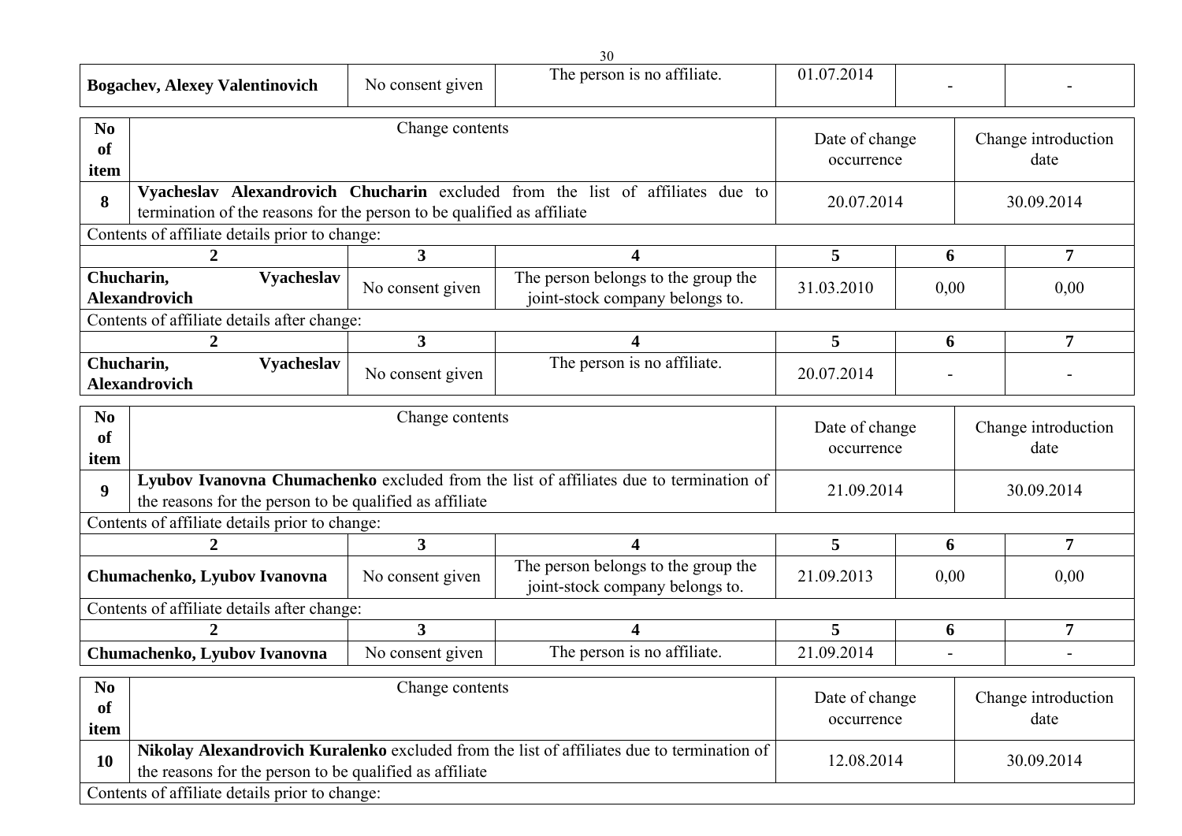| **Bogachev, Alexey Valentinovich** | No consent given | The person is no affiliate. | 01.07.2014 | - | - |
|---|---|---|---|---|---|

| No of item | Change contents | Date of change occurrence | Change introduction date |
|---|---|---|---|
| **8** | **Vyacheslav Alexandrovich Chucharin** excluded from the list of affiliates due to termination of the reasons for the person to be qualified as affiliate | 20.07.2014 | 30.09.2014 |

Contents of affiliate details prior to change:

| 2 | 3 | 4 | 5 | 6 | 7 |
|---|---|---|---|---|---|
| **Chucharin, Vyacheslav Alexandrovich** | No consent given | The person belongs to the group the joint-stock company belongs to. | 31.03.2010 | 0,00 | 0,00 |

Contents of affiliate details after change:

| 2 | 3 | 4 | 5 | 6 | 7 |
|---|---|---|---|---|---|
| **Chucharin, Vyacheslav Alexandrovich** | No consent given | The person is no affiliate. | 20.07.2014 | - | - |

| No of item | Change contents | Date of change occurrence | Change introduction date |
|---|---|---|---|
| **9** | **Lyubov Ivanovna Chumachenko** excluded from the list of affiliates due to termination of the reasons for the person to be qualified as affiliate | 21.09.2014 | 30.09.2014 |

Contents of affiliate details prior to change:

| 2 | 3 | 4 | 5 | 6 | 7 |
|---|---|---|---|---|---|
| **Chumachenko, Lyubov Ivanovna** | No consent given | The person belongs to the group the joint-stock company belongs to. | 21.09.2013 | 0,00 | 0,00 |

Contents of affiliate details after change:

| 2 | 3 | 4 | 5 | 6 | 7 |
|---|---|---|---|---|---|
| **Chumachenko, Lyubov Ivanovna** | No consent given | The person is no affiliate. | 21.09.2014 | - | - |

| No of item | Change contents | Date of change occurrence | Change introduction date |
|---|---|---|---|
| **10** | **Nikolay Alexandrovich Kuralenko** excluded from the list of affiliates due to termination of the reasons for the person to be qualified as affiliate | 12.08.2014 | 30.09.2014 |

Contents of affiliate details prior to change: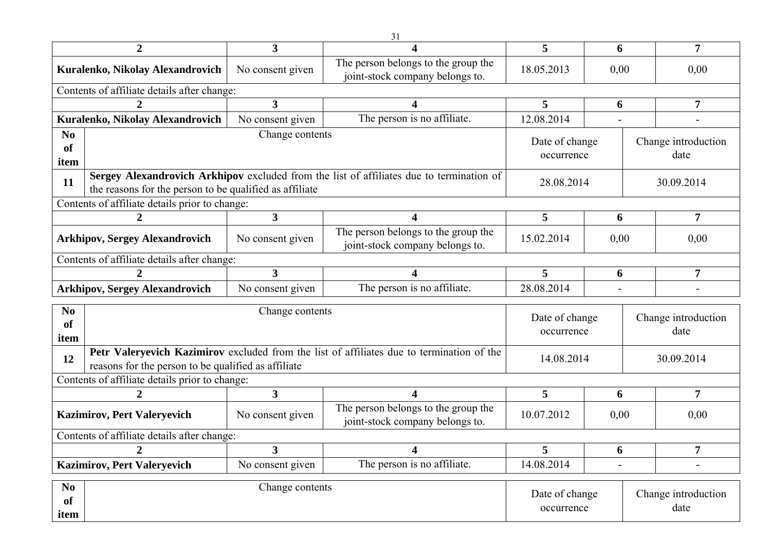| 2 | 3 | 4 | 5 | 6 | 7 |
|---|---|---|---|---|---|
| **Kuralenko, Nikolay Alexandrovich** | No consent given | The person belongs to the group the joint-stock company belongs to. | 18.05.2013 | 0,00 | 0,00 |

Contents of affiliate details after change:

| 2 | 3 | 4 | 5 | 6 | 7 |
|---|---|---|---|---|---|
| **Kuralenko, Nikolay Alexandrovich** | No consent given | The person is no affiliate. | 12.08.2014 | - | - |

| No of item | Change contents | Date of change occurrence | Change introduction date |
|---|---|---|---|
| 11 | **Sergey Alexandrovich Arkhipov** excluded from the list of affiliates due to termination of the reasons for the person to be qualified as affiliate | 28.08.2014 | 30.09.2014 |

Contents of affiliate details prior to change:

| 2 | 3 | 4 | 5 | 6 | 7 |
|---|---|---|---|---|---|
| **Arkhipov, Sergey Alexandrovich** | No consent given | The person belongs to the group the joint-stock company belongs to. | 15.02.2014 | 0,00 | 0,00 |

Contents of affiliate details after change:

| 2 | 3 | 4 | 5 | 6 | 7 |
|---|---|---|---|---|---|
| **Arkhipov, Sergey Alexandrovich** | No consent given | The person is no affiliate. | 28.08.2014 | - | - |

| No of item | Change contents | Date of change occurrence | Change introduction date |
|---|---|---|---|
| 12 | **Petr Valeryevich Kazimirov** excluded from the list of affiliates due to termination of the reasons for the person to be qualified as affiliate | 14.08.2014 | 30.09.2014 |

Contents of affiliate details prior to change:

| 2 | 3 | 4 | 5 | 6 | 7 |
|---|---|---|---|---|---|
| **Kazimirov, Pert Valeryevich** | No consent given | The person belongs to the group the joint-stock company belongs to. | 10.07.2012 | 0,00 | 0,00 |

Contents of affiliate details after change:

| 2 | 3 | 4 | 5 | 6 | 7 |
|---|---|---|---|---|---|
| **Kazimirov, Pert Valeryevich** | No consent given | The person is no affiliate. | 14.08.2014 | - | - |

| No of item | Change contents | Date of change occurrence | Change introduction date |
|---|---|---|---|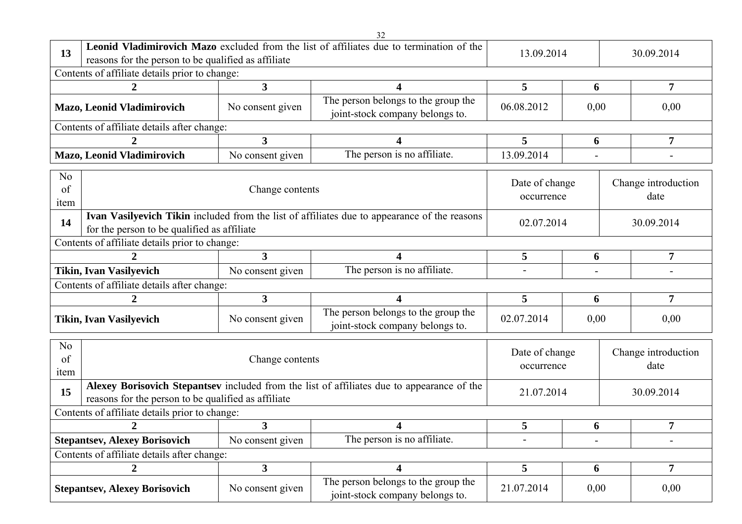| 13 | **Leonid Vladimirovich Mazo** excluded from the list of affiliates due to termination of the reasons for the person to be qualified as affiliate | 13.09.2014 | 30.09.2014 |
|---|---|---|---|

Contents of affiliate details prior to change:

| 2 | 3 | 4 | 5 | 6 | 7 |
|---|---|---|---|---|---|
| **Mazo, Leonid Vladimirovich** | No consent given | The person belongs to the group the joint-stock company belongs to. | 06.08.2012 | 0,00 | 0,00 |

Contents of affiliate details after change:

| 2 | 3 | 4 | 5 | 6 | 7 |
|---|---|---|---|---|---|
| **Mazo, Leonid Vladimirovich** | No consent given | The person is no affiliate. | 13.09.2014 | - | - |

| No of item | Change contents | Date of change occurrence | Change introduction date |
|---|---|---|---|
| 14 | **Ivan Vasilyevich Tikin** included from the list of affiliates due to appearance of the reasons for the person to be qualified as affiliate | 02.07.2014 | 30.09.2014 |

Contents of affiliate details prior to change:

| 2 | 3 | 4 | 5 | 6 | 7 |
|---|---|---|---|---|---|
| **Tikin, Ivan Vasilyevich** | No consent given | The person is no affiliate. | - | - | - |

Contents of affiliate details after change:

| 2 | 3 | 4 | 5 | 6 | 7 |
|---|---|---|---|---|---|
| **Tikin, Ivan Vasilyevich** | No consent given | The person belongs to the group the joint-stock company belongs to. | 02.07.2014 | 0,00 | 0,00 |

| No of item | Change contents | Date of change occurrence | Change introduction date |
|---|---|---|---|
| 15 | **Alexey Borisovich Stepantsev** included from the list of affiliates due to appearance of the reasons for the person to be qualified as affiliate | 21.07.2014 | 30.09.2014 |

Contents of affiliate details prior to change:

| 2 | 3 | 4 | 5 | 6 | 7 |
|---|---|---|---|---|---|
| **Stepantsev, Alexey Borisovich** | No consent given | The person is no affiliate. | - | - | - |

Contents of affiliate details after change:

| 2 | 3 | 4 | 5 | 6 | 7 |
|---|---|---|---|---|---|
| **Stepantsev, Alexey Borisovich** | No consent given | The person belongs to the group the joint-stock company belongs to. | 21.07.2014 | 0,00 | 0,00 |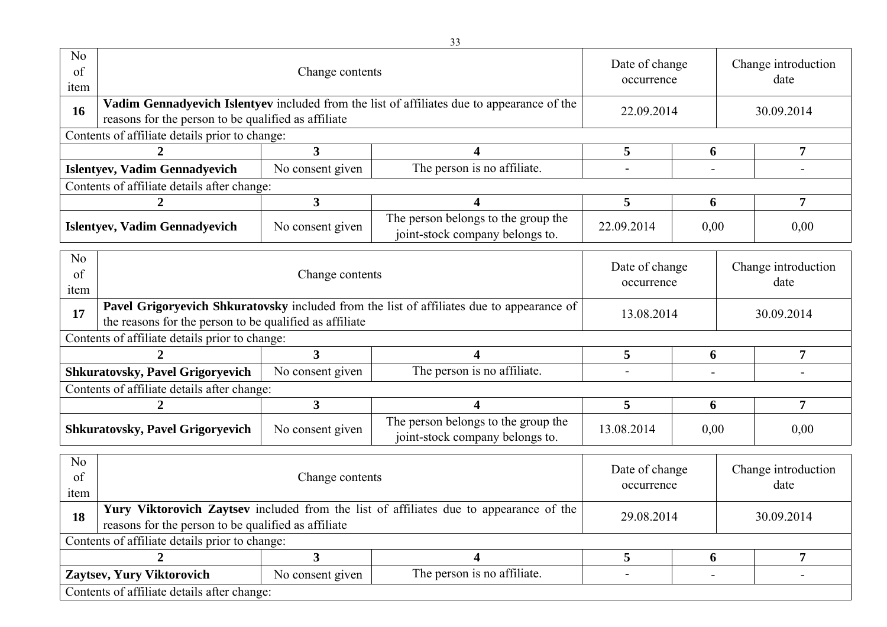| No of item | Change contents | Date of change occurrence | Change introduction date |
|---|---|---|---|
| **16** | **Vadim Gennadyevich Islentyev** included from the list of affiliates due to appearance of the reasons for the person to be qualified as affiliate | 22.09.2014 | 30.09.2014 |

Contents of affiliate details prior to change:

| 2 | 3 | 4 | 5 | 6 | 7 |
|---|---|---|---|---|---|
| **Islentyev, Vadim Gennadyevich** | No consent given | The person is no affiliate. | - | - | - |

Contents of affiliate details after change:

| 2 | 3 | 4 | 5 | 6 | 7 |
|---|---|---|---|---|---|
| **Islentyev, Vadim Gennadyevich** | No consent given | The person belongs to the group the joint-stock company belongs to. | 22.09.2014 | 0,00 | 0,00 |

| No of item | Change contents | Date of change occurrence | Change introduction date |
|---|---|---|---|
| **17** | **Pavel Grigoryevich Shkuratovsky** included from the list of affiliates due to appearance of the reasons for the person to be qualified as affiliate | 13.08.2014 | 30.09.2014 |

Contents of affiliate details prior to change:

| 2 | 3 | 4 | 5 | 6 | 7 |
|---|---|---|---|---|---|
| **Shkuratovsky, Pavel Grigoryevich** | No consent given | The person is no affiliate. | - | - | - |

Contents of affiliate details after change:

| 2 | 3 | 4 | 5 | 6 | 7 |
|---|---|---|---|---|---|
| **Shkuratovsky, Pavel Grigoryevich** | No consent given | The person belongs to the group the joint-stock company belongs to. | 13.08.2014 | 0,00 | 0,00 |

| No of item | Change contents | Date of change occurrence | Change introduction date |
|---|---|---|---|
| **18** | **Yury Viktorovich Zaytsev** included from the list of affiliates due to appearance of the reasons for the person to be qualified as affiliate | 29.08.2014 | 30.09.2014 |

Contents of affiliate details prior to change:

| 2 | 3 | 4 | 5 | 6 | 7 |
|---|---|---|---|---|---|
| **Zaytsev, Yury Viktorovich** | No consent given | The person is no affiliate. | - | - | - |

Contents of affiliate details after change: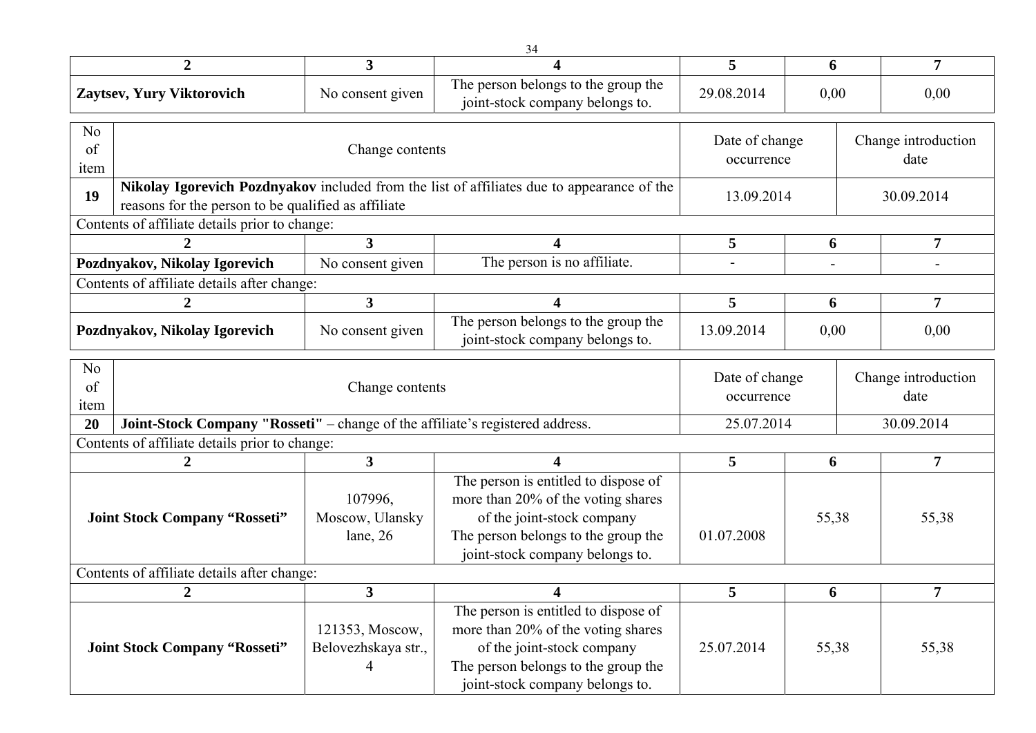| 2 | 3 | 4 | 5 | 6 | 7 |
|---|---|---|---|---|---|
| **Zaytsev, Yury Viktorovich** | No consent given | The person belongs to the group the joint-stock company belongs to. | 29.08.2014 | 0,00 | 0,00 |

| No of item | Change contents | Date of change occurrence | Change introduction date |
|---|---|---|---|
| **19** | **Nikolay Igorevich Pozdnyakov** included from the list of affiliates due to appearance of the reasons for the person to be qualified as affiliate | 13.09.2014 | 30.09.2014 |

Contents of affiliate details prior to change:

| 2 | 3 | 4 | 5 | 6 | 7 |
|---|---|---|---|---|---|
| **Pozdnyakov, Nikolay Igorevich** | No consent given | The person is no affiliate. | - | - | - |

Contents of affiliate details after change:

| 2 | 3 | 4 | 5 | 6 | 7 |
|---|---|---|---|---|---|
| **Pozdnyakov, Nikolay Igorevich** | No consent given | The person belongs to the group the joint-stock company belongs to. | 13.09.2014 | 0,00 | 0,00 |

| No of item | Change contents | Date of change occurrence | Change introduction date |
|---|---|---|---|
| **20** | **Joint-Stock Company "Rosseti"** – change of the affiliate's registered address. | 25.07.2014 | 30.09.2014 |

Contents of affiliate details prior to change:

| 2 | 3 | 4 | 5 | 6 | 7 |
|---|---|---|---|---|---|
| **Joint Stock Company "Rosseti"** | 107996, Moscow, Ulansky lane, 26 | The person is entitled to dispose of more than 20% of the voting shares of the joint-stock company<br>The person belongs to the group the joint-stock company belongs to. | 01.07.2008 | 55,38 | 55,38 |

Contents of affiliate details after change:

| 2 | 3 | 4 | 5 | 6 | 7 |
|---|---|---|---|---|---|
| **Joint Stock Company "Rosseti"** | 121353, Moscow, Belovezhskaya str., 4 | The person is entitled to dispose of more than 20% of the voting shares of the joint-stock company<br>The person belongs to the group the joint-stock company belongs to. | 25.07.2014 | 55,38 | 55,38 |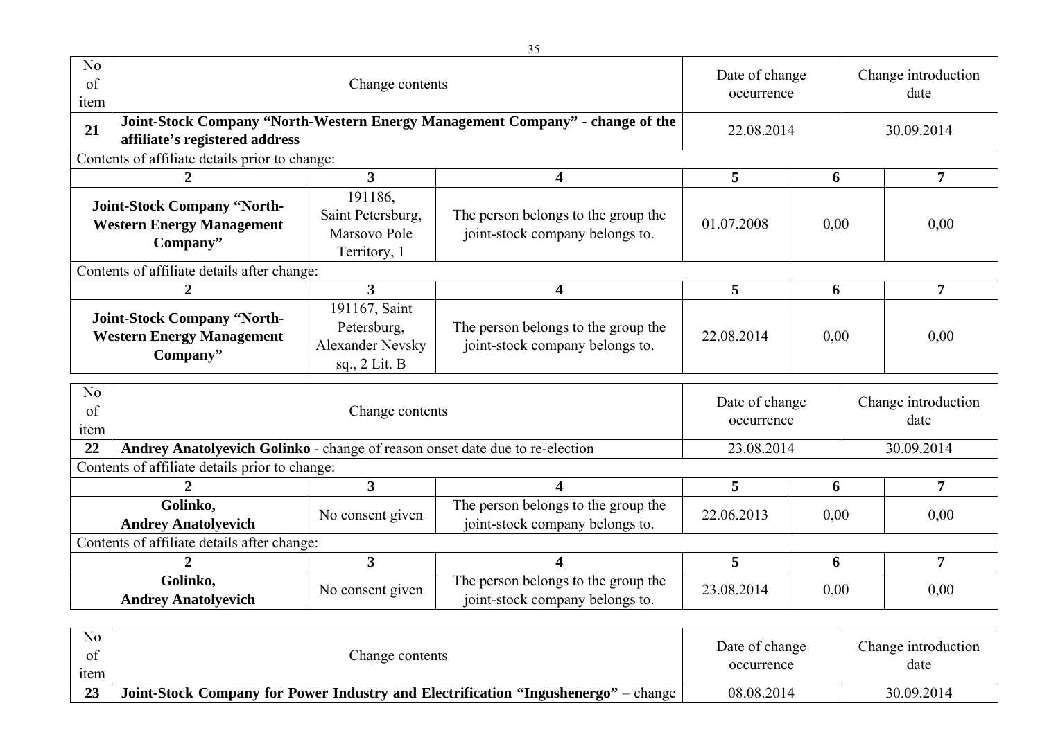| No of item | Change contents | Date of change occurrence | Change introduction date |
|---|---|---|---|
| **21** | **Joint-Stock Company "North-Western Energy Management Company" - change of the affiliate's registered address** | 22.08.2014 | 30.09.2014 |

Contents of affiliate details prior to change:

| 2 | 3 | 4 | 5 | 6 | 7 |
|---|---|---|---|---|---|
| **Joint-Stock Company "North-Western Energy Management Company"** | 191186, Saint Petersburg, Marsovo Pole Territory, 1 | The person belongs to the group the joint-stock company belongs to. | 01.07.2008 | 0,00 | 0,00 |

Contents of affiliate details after change:

| 2 | 3 | 4 | 5 | 6 | 7 |
|---|---|---|---|---|---|
| **Joint-Stock Company "North-Western Energy Management Company"** | 191167, Saint Petersburg, Alexander Nevsky sq., 2 Lit. B | The person belongs to the group the joint-stock company belongs to. | 22.08.2014 | 0,00 | 0,00 |

| No of item | Change contents | Date of change occurrence | Change introduction date |
|---|---|---|---|
| **22** | **Andrey Anatolyevich Golinko** - change of reason onset date due to re-election | 23.08.2014 | 30.09.2014 |

Contents of affiliate details prior to change:

| 2 | 3 | 4 | 5 | 6 | 7 |
|---|---|---|---|---|---|
| **Golinko, Andrey Anatolyevich** | No consent given | The person belongs to the group the joint-stock company belongs to. | 22.06.2013 | 0,00 | 0,00 |

Contents of affiliate details after change:

| 2 | 3 | 4 | 5 | 6 | 7 |
|---|---|---|---|---|---|
| **Golinko, Andrey Anatolyevich** | No consent given | The person belongs to the group the joint-stock company belongs to. | 23.08.2014 | 0,00 | 0,00 |

| No of item | Change contents | Date of change occurrence | Change introduction date |
|---|---|---|---|
| **23** | **Joint-Stock Company for Power Industry and Electrification "Ingushenergo"** – change | 08.08.2014 | 30.09.2014 |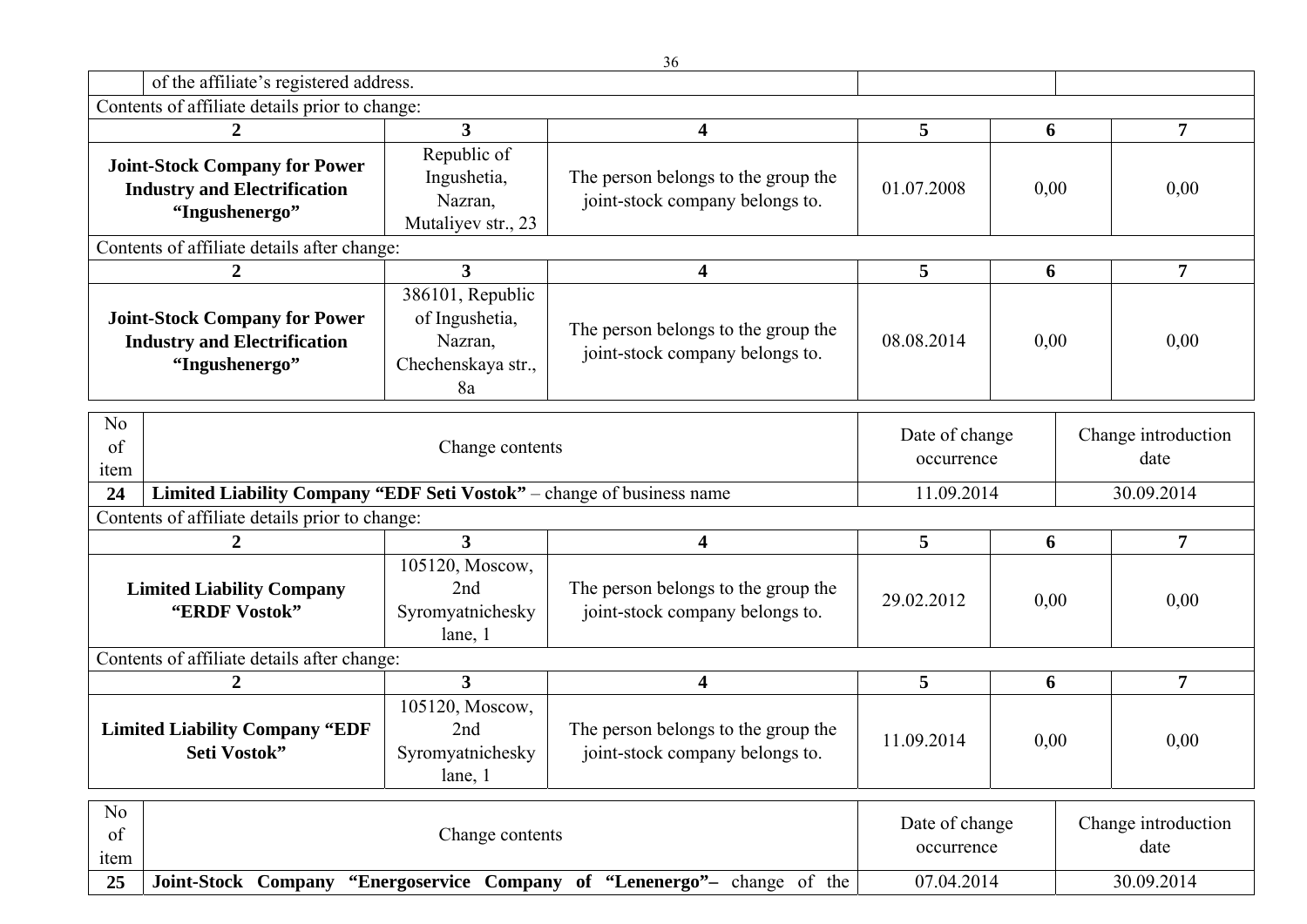| | of the affiliate's registered address. | | |
|---|---|---|---|

Contents of affiliate details prior to change:

| 2 | 3 | 4 | 5 | 6 | 7 |
|---|---|---|---|---|---|
| **Joint-Stock Company for Power Industry and Electrification "Ingushenergo"** | Republic of Ingushetia, Nazran, Mutaliyev str., 23 | The person belongs to the group the joint-stock company belongs to. | 01.07.2008 | 0,00 | 0,00 |

Contents of affiliate details after change:

| 2 | 3 | 4 | 5 | 6 | 7 |
|---|---|---|---|---|---|
| **Joint-Stock Company for Power Industry and Electrification "Ingushenergo"** | 386101, Republic of Ingushetia, Nazran, Chechenskaya str., 8a | The person belongs to the group the joint-stock company belongs to. | 08.08.2014 | 0,00 | 0,00 |

| No of item | Change contents | Date of change occurrence | Change introduction date |
|---|---|---|---|
| **24** | **Limited Liability Company "EDF Seti Vostok"** – change of business name | 11.09.2014 | 30.09.2014 |

Contents of affiliate details prior to change:

| 2 | 3 | 4 | 5 | 6 | 7 |
|---|---|---|---|---|---|
| **Limited Liability Company "ERDF Vostok"** | 105120, Moscow, 2nd Syromyatnichesky lane, 1 | The person belongs to the group the joint-stock company belongs to. | 29.02.2012 | 0,00 | 0,00 |

Contents of affiliate details after change:

| 2 | 3 | 4 | 5 | 6 | 7 |
|---|---|---|---|---|---|
| **Limited Liability Company "EDF Seti Vostok"** | 105120, Moscow, 2nd Syromyatnichesky lane, 1 | The person belongs to the group the joint-stock company belongs to. | 11.09.2014 | 0,00 | 0,00 |

| No of item | Change contents | Date of change occurrence | Change introduction date |
|---|---|---|---|
| **25** | **Joint-Stock Company "Energoservice Company of "Lenenergo"–** change of the | 07.04.2014 | 30.09.2014 |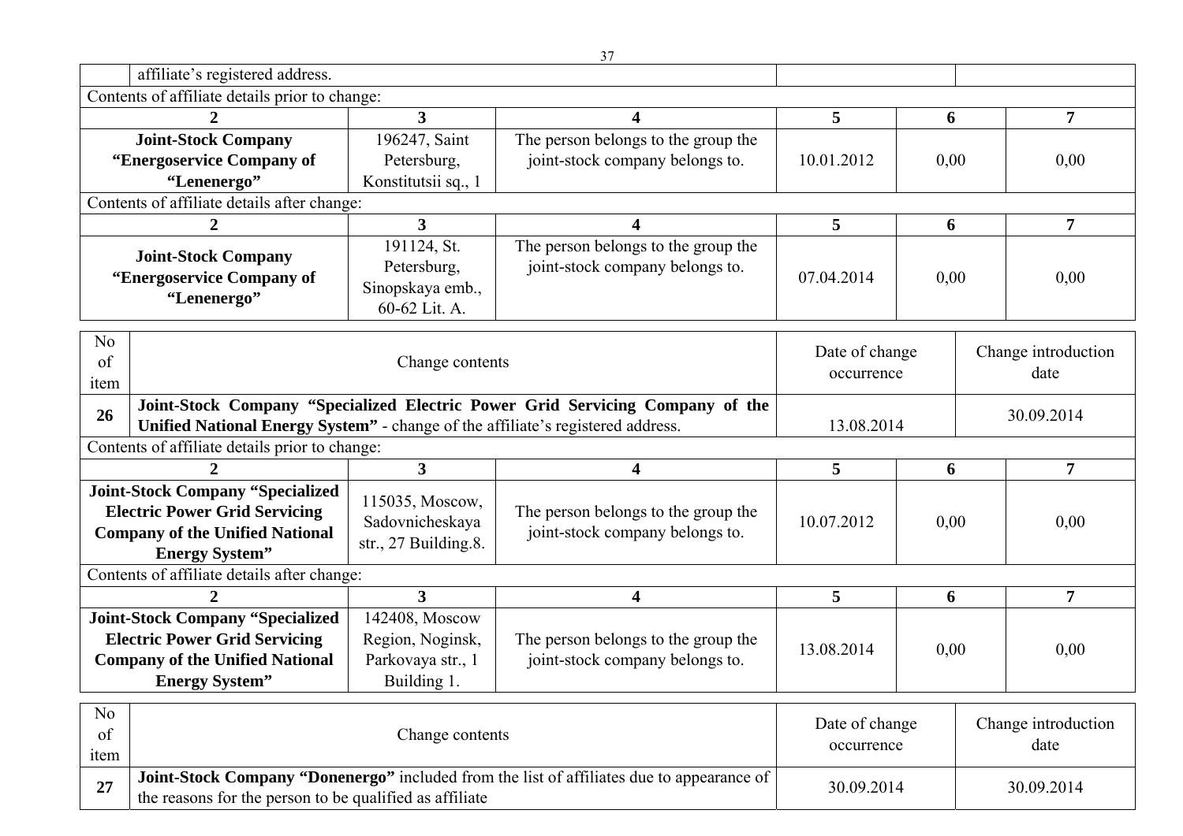| | affiliate's registered address. | | | | |
|---|---|---|---|---|---|

Contents of affiliate details prior to change:

| 2 | 3 | 4 | 5 | 6 | 7 |
|---|---|---|---|---|---|
| **Joint-Stock Company "Energoservice Company of "Lenenergo"** | 196247, Saint Petersburg, Konstitutsii sq., 1 | The person belongs to the group the joint-stock company belongs to. | 10.01.2012 | 0,00 | 0,00 |

Contents of affiliate details after change:

| 2 | 3 | 4 | 5 | 6 | 7 |
|---|---|---|---|---|---|
| **Joint-Stock Company "Energoservice Company of "Lenenergo"** | 191124, St. Petersburg, Sinopskaya emb., 60-62 Lit. A. | The person belongs to the group the joint-stock company belongs to. | 07.04.2014 | 0,00 | 0,00 |

| No of item | Change contents | Date of change occurrence | Change introduction date |
|---|---|---|---|
| **26** | **Joint-Stock Company "Specialized Electric Power Grid Servicing Company of the Unified National Energy System"** - change of the affiliate's registered address. | 13.08.2014 | 30.09.2014 |

Contents of affiliate details prior to change:

| 2 | 3 | 4 | 5 | 6 | 7 |
|---|---|---|---|---|---|
| **Joint-Stock Company "Specialized Electric Power Grid Servicing Company of the Unified National Energy System"** | 115035, Moscow, Sadovnicheskaya str., 27 Building.8. | The person belongs to the group the joint-stock company belongs to. | 10.07.2012 | 0,00 | 0,00 |

Contents of affiliate details after change:

| 2 | 3 | 4 | 5 | 6 | 7 |
|---|---|---|---|---|---|
| **Joint-Stock Company "Specialized Electric Power Grid Servicing Company of the Unified National Energy System"** | 142408, Moscow Region, Noginsk, Parkovaya str., 1 Building 1. | The person belongs to the group the joint-stock company belongs to. | 13.08.2014 | 0,00 | 0,00 |

| No of item | Change contents | Date of change occurrence | Change introduction date |
|---|---|---|---|
| **27** | **Joint-Stock Company "Donenergo"** included from the list of affiliates due to appearance of the reasons for the person to be qualified as affiliate | 30.09.2014 | 30.09.2014 |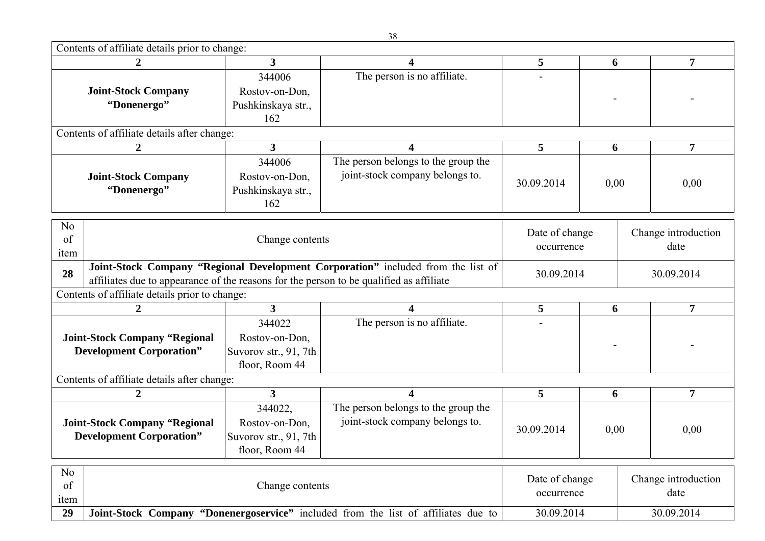Contents of affiliate details prior to change:

| 2 | 3 | 4 | 5 | 6 | 7 |
|---|---|---|---|---|---|
| **Joint-Stock Company “Donenergo”** | 344006 Rostov-on-Don, Pushkinskaya str., 162 | The person is no affiliate. | - | - | - |

Contents of affiliate details after change:

| 2 | 3 | 4 | 5 | 6 | 7 |
|---|---|---|---|---|---|
| **Joint-Stock Company “Donenergo”** | 344006 Rostov-on-Don, Pushkinskaya str., 162 | The person belongs to the group the joint-stock company belongs to. | 30.09.2014 | 0,00 | 0,00 |

| No of item | Change contents | Date of change occurrence | Change introduction date |
|---|---|---|---|
| 28 | **Joint-Stock Company “Regional Development Corporation”** included from the list of affiliates due to appearance of the reasons for the person to be qualified as affiliate | 30.09.2014 | 30.09.2014 |

Contents of affiliate details prior to change:

| 2 | 3 | 4 | 5 | 6 | 7 |
|---|---|---|---|---|---|
| **Joint-Stock Company “Regional Development Corporation”** | 344022 Rostov-on-Don, Suvorov str., 91, 7th floor, Room 44 | The person is no affiliate. | - | - | - |

Contents of affiliate details after change:

| 2 | 3 | 4 | 5 | 6 | 7 |
|---|---|---|---|---|---|
| **Joint-Stock Company “Regional Development Corporation”** | 344022, Rostov-on-Don, Suvorov str., 91, 7th floor, Room 44 | The person belongs to the group the joint-stock company belongs to. | 30.09.2014 | 0,00 | 0,00 |

| No of item | Change contents | Date of change occurrence | Change introduction date |
|---|---|---|---|
| 29 | **Joint-Stock Company “Donenergoservice”** included from the list of affiliates due to | 30.09.2014 | 30.09.2014 |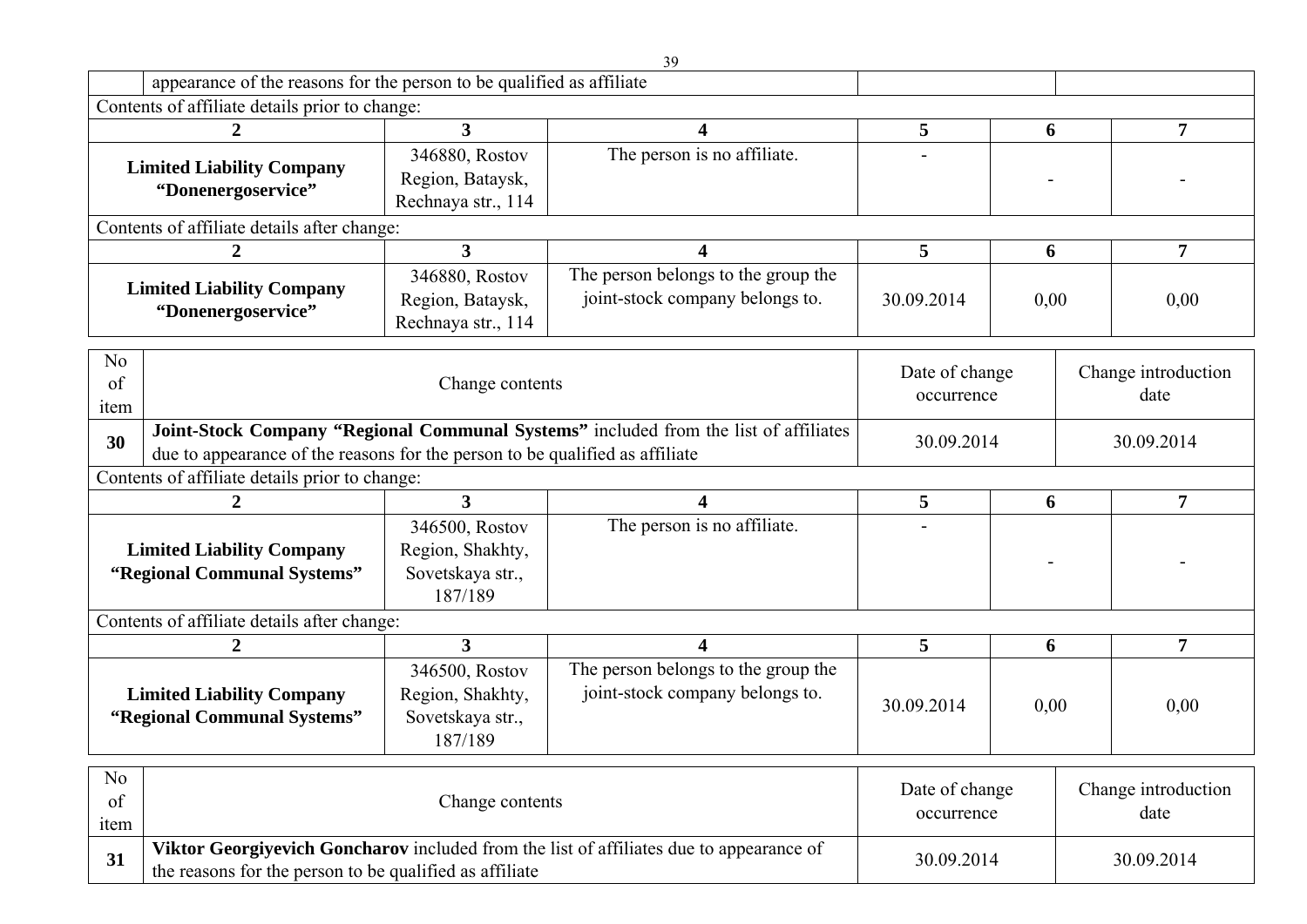| | appearance of the reasons for the person to be qualified as affiliate | | |
|---|---|---|---|

Contents of affiliate details prior to change:

| 2 | 3 | 4 | 5 | 6 | 7 |
|---|---|---|---|---|---|
| **Limited Liability Company “Donenergoservice”** | 346880, Rostov Region, Bataysk, Rechnaya str., 114 | The person is no affiliate. | - | - | - |

Contents of affiliate details after change:

| 2 | 3 | 4 | 5 | 6 | 7 |
|---|---|---|---|---|---|
| **Limited Liability Company “Donenergoservice”** | 346880, Rostov Region, Bataysk, Rechnaya str., 114 | The person belongs to the group the joint-stock company belongs to. | 30.09.2014 | 0,00 | 0,00 |

| No of item | Change contents | Date of change occurrence | Change introduction date |
|---|---|---|---|
| **30** | **Joint-Stock Company “Regional Communal Systems”** included from the list of affiliates due to appearance of the reasons for the person to be qualified as affiliate | 30.09.2014 | 30.09.2014 |

Contents of affiliate details prior to change:

| 2 | 3 | 4 | 5 | 6 | 7 |
|---|---|---|---|---|---|
| **Limited Liability Company “Regional Communal Systems”** | 346500, Rostov Region, Shakhty, Sovetskaya str., 187/189 | The person is no affiliate. | - | - | - |

Contents of affiliate details after change:

| 2 | 3 | 4 | 5 | 6 | 7 |
|---|---|---|---|---|---|
| **Limited Liability Company “Regional Communal Systems”** | 346500, Rostov Region, Shakhty, Sovetskaya str., 187/189 | The person belongs to the group the joint-stock company belongs to. | 30.09.2014 | 0,00 | 0,00 |

| No of item | Change contents | Date of change occurrence | Change introduction date |
|---|---|---|---|
| **31** | **Viktor Georgiyevich Goncharov** included from the list of affiliates due to appearance of the reasons for the person to be qualified as affiliate | 30.09.2014 | 30.09.2014 |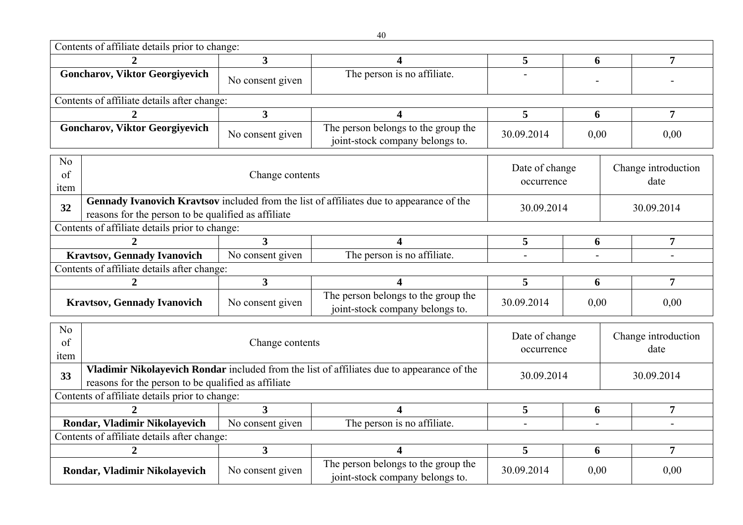Contents of affiliate details prior to change:

| 2 | 3 | 4 | 5 | 6 | 7 |
|---|---|---|---|---|---|
| **Goncharov, Viktor Georgiyevich** | No consent given | The person is no affiliate. | - | - | - |

Contents of affiliate details after change:

| 2 | 3 | 4 | 5 | 6 | 7 |
|---|---|---|---|---|---|
| **Goncharov, Viktor Georgiyevich** | No consent given | The person belongs to the group the joint-stock company belongs to. | 30.09.2014 | 0,00 | 0,00 |

| No of item | Change contents | Date of change occurrence | Change introduction date |
|---|---|---|---|
| **32** | **Gennady Ivanovich Kravtsov** included from the list of affiliates due to appearance of the reasons for the person to be qualified as affiliate | 30.09.2014 | 30.09.2014 |

Contents of affiliate details prior to change:

| 2 | 3 | 4 | 5 | 6 | 7 |
|---|---|---|---|---|---|
| **Kravtsov, Gennady Ivanovich** | No consent given | The person is no affiliate. | - | - | - |

Contents of affiliate details after change:

| 2 | 3 | 4 | 5 | 6 | 7 |
|---|---|---|---|---|---|
| **Kravtsov, Gennady Ivanovich** | No consent given | The person belongs to the group the joint-stock company belongs to. | 30.09.2014 | 0,00 | 0,00 |

| No of item | Change contents | Date of change occurrence | Change introduction date |
|---|---|---|---|
| **33** | **Vladimir Nikolayevich Rondar** included from the list of affiliates due to appearance of the reasons for the person to be qualified as affiliate | 30.09.2014 | 30.09.2014 |

Contents of affiliate details prior to change:

| 2 | 3 | 4 | 5 | 6 | 7 |
|---|---|---|---|---|---|
| **Rondar, Vladimir Nikolayevich** | No consent given | The person is no affiliate. | - | - | - |

Contents of affiliate details after change:

| 2 | 3 | 4 | 5 | 6 | 7 |
|---|---|---|---|---|---|
| **Rondar, Vladimir Nikolayevich** | No consent given | The person belongs to the group the joint-stock company belongs to. | 30.09.2014 | 0,00 | 0,00 |